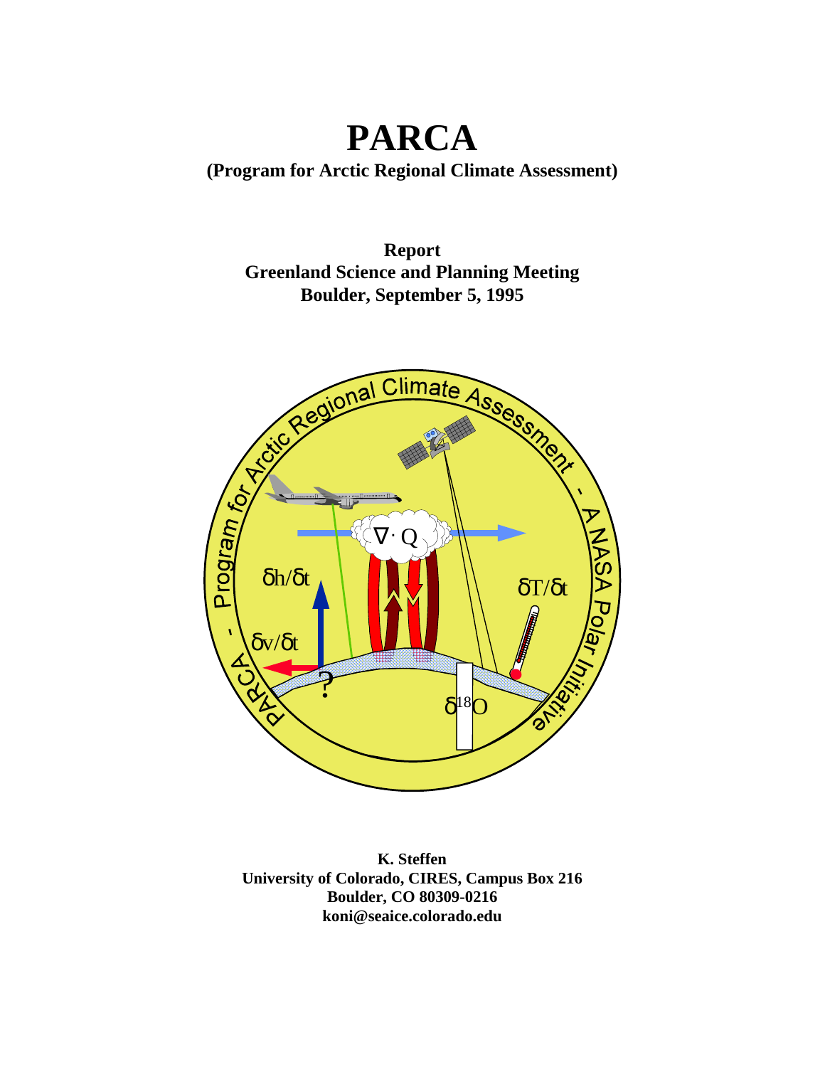# PARCA

**(Program for Arctic Regional Climate Assessment)**

**Report**
**Greenland Science and Planning Meeting**
**Boulder, September 5, 1995**

**K. Steffen**
**University of Colorado, CIRES, Campus Box 216**
**Boulder, CO 80309-0216**
**koni@seaice.colorado.edu**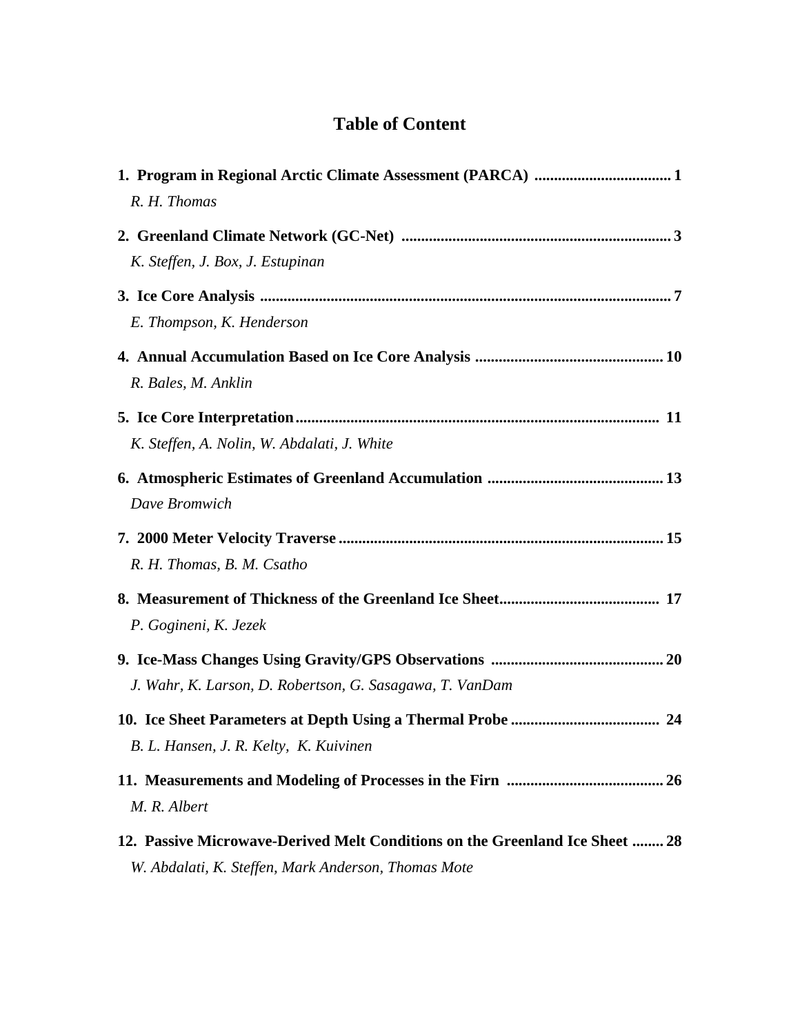# Table of Content

**1. Program in Regional Arctic Climate Assessment (PARCA) .................................. 1**
*R. H. Thomas*

**2. Greenland Climate Network (GC-Net) .................................................................... 3**
*K. Steffen, J. Box, J. Estupinan*

**3. Ice Core Analysis ........................................................................................................ 7**
*E. Thompson, K. Henderson*

**4. Annual Accumulation Based on Ice Core Analysis ............................................... 10**
*R. Bales, M. Anklin*

**5. Ice Core Interpretation........................................................................................... 11**
*K. Steffen, A. Nolin, W. Abdalati, J. White*

**6. Atmospheric Estimates of Greenland Accumulation ............................................ 13**
*Dave Bromwich*

**7. 2000 Meter Velocity Traverse ................................................................................. 15**
*R. H. Thomas, B. M. Csatho*

**8. Measurement of Thickness of the Greenland Ice Sheet........................................ 17**
*P. Gogineni, K. Jezek*

**9. Ice-Mass Changes Using Gravity/GPS Observations ........................................... 20**
*J. Wahr, K. Larson, D. Robertson, G. Sasagawa, T. VanDam*

**10. Ice Sheet Parameters at Depth Using a Thermal Probe ..................................... 24**
*B. L. Hansen, J. R. Kelty, K. Kuivinen*

**11. Measurements and Modeling of Processes in the Firn ....................................... 26**
*M. R. Albert*

**12. Passive Microwave-Derived Melt Conditions on the Greenland Ice Sheet ........ 28**
*W. Abdalati, K. Steffen, Mark Anderson, Thomas Mote*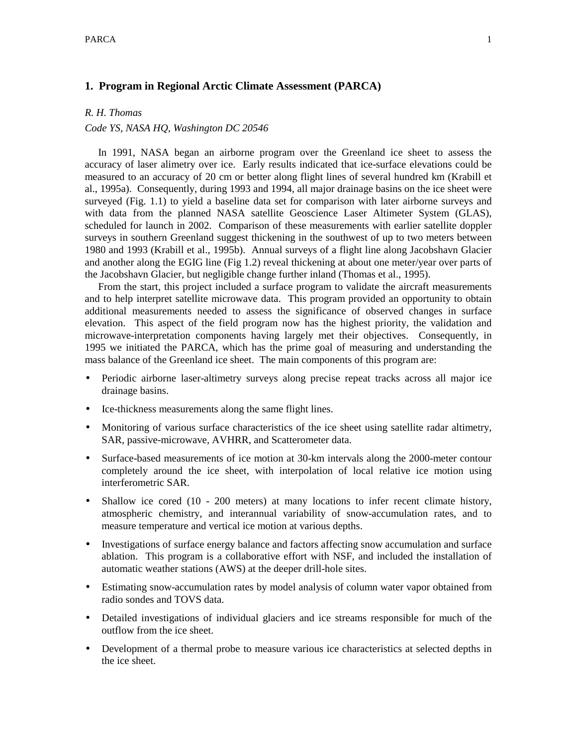# 1. Program in Regional Arctic Climate Assessment (PARCA)

*R. H. Thomas*

*Code YS, NASA HQ, Washington DC 20546*

In 1991, NASA began an airborne program over the Greenland ice sheet to assess the accuracy of laser alimetry over ice. Early results indicated that ice-surface elevations could be measured to an accuracy of 20 cm or better along flight lines of several hundred km (Krabill et al., 1995a). Consequently, during 1993 and 1994, all major drainage basins on the ice sheet were surveyed (Fig. 1.1) to yield a baseline data set for comparison with later airborne surveys and with data from the planned NASA satellite Geoscience Laser Altimeter System (GLAS), scheduled for launch in 2002. Comparison of these measurements with earlier satellite doppler surveys in southern Greenland suggest thickening in the southwest of up to two meters between 1980 and 1993 (Krabill et al., 1995b). Annual surveys of a flight line along Jacobshavn Glacier and another along the EGIG line (Fig 1.2) reveal thickening at about one meter/year over parts of the Jacobshavn Glacier, but negligible change further inland (Thomas et al., 1995).

From the start, this project included a surface program to validate the aircraft measurements and to help interpret satellite microwave data. This program provided an opportunity to obtain additional measurements needed to assess the significance of observed changes in surface elevation. This aspect of the field program now has the highest priority, the validation and microwave-interpretation components having largely met their objectives. Consequently, in 1995 we initiated the PARCA, which has the prime goal of measuring and understanding the mass balance of the Greenland ice sheet. The main components of this program are:

- Periodic airborne laser-altimetry surveys along precise repeat tracks across all major ice drainage basins.
- Ice-thickness measurements along the same flight lines.
- Monitoring of various surface characteristics of the ice sheet using satellite radar altimetry, SAR, passive-microwave, AVHRR, and Scatterometer data.
- Surface-based measurements of ice motion at 30-km intervals along the 2000-meter contour completely around the ice sheet, with interpolation of local relative ice motion using interferometric SAR.
- Shallow ice cored (10 - 200 meters) at many locations to infer recent climate history, atmospheric chemistry, and interannual variability of snow-accumulation rates, and to measure temperature and vertical ice motion at various depths.
- Investigations of surface energy balance and factors affecting snow accumulation and surface ablation. This program is a collaborative effort with NSF, and included the installation of automatic weather stations (AWS) at the deeper drill-hole sites.
- Estimating snow-accumulation rates by model analysis of column water vapor obtained from radio sondes and TOVS data.
- Detailed investigations of individual glaciers and ice streams responsible for much of the outflow from the ice sheet.
- Development of a thermal probe to measure various ice characteristics at selected depths in the ice sheet.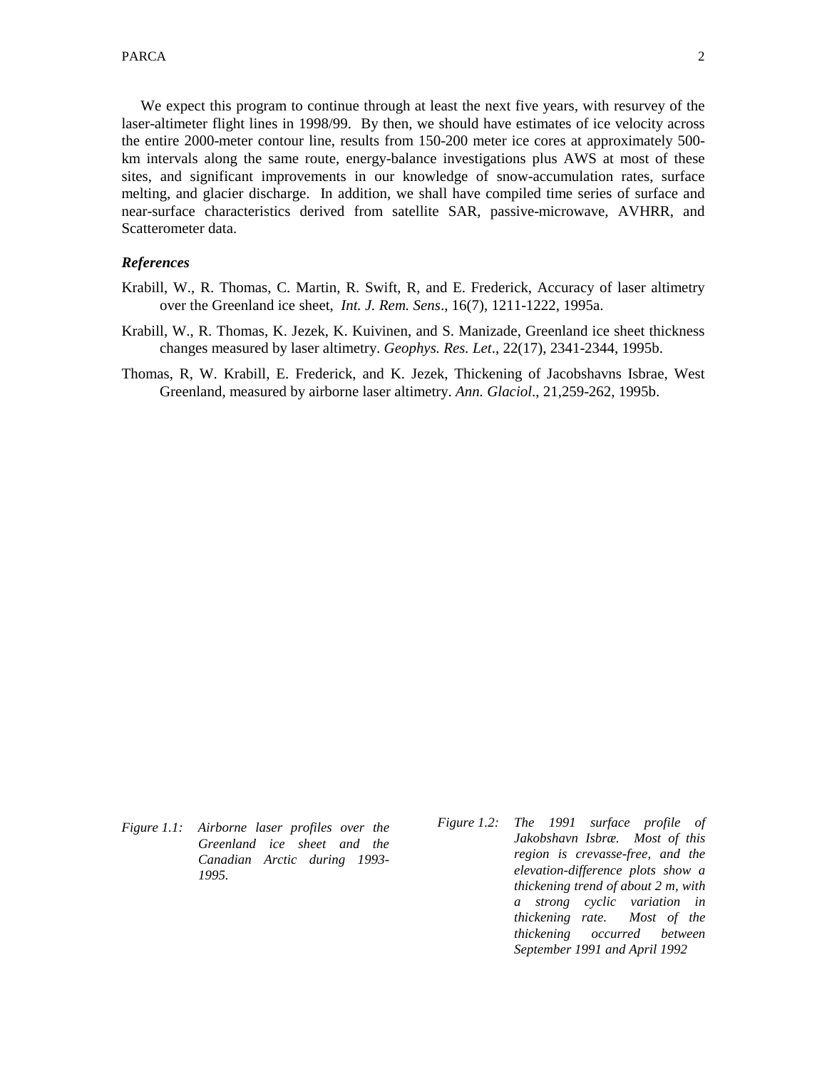We expect this program to continue through at least the next five years, with resurvey of the laser-altimeter flight lines in 1998/99. By then, we should have estimates of ice velocity across the entire 2000-meter contour line, results from 150-200 meter ice cores at approximately 500-km intervals along the same route, energy-balance investigations plus AWS at most of these sites, and significant improvements in our knowledge of snow-accumulation rates, surface melting, and glacier discharge. In addition, we shall have compiled time series of surface and near-surface characteristics derived from satellite SAR, passive-microwave, AVHRR, and Scatterometer data.

### *References*

Krabill, W., R. Thomas, C. Martin, R. Swift, R, and E. Frederick, Accuracy of laser altimetry over the Greenland ice sheet, *Int. J. Rem. Sens*., 16(7), 1211-1222, 1995a.

Krabill, W., R. Thomas, K. Jezek, K. Kuivinen, and S. Manizade, Greenland ice sheet thickness changes measured by laser altimetry. *Geophys. Res. Let*., 22(17), 2341-2344, 1995b.

Thomas, R, W. Krabill, E. Frederick, and K. Jezek, Thickening of Jacobshavns Isbrae, West Greenland, measured by airborne laser altimetry. *Ann. Glaciol*., 21,259-262, 1995b.

*Figure 1.1: Airborne laser profiles over the Greenland ice sheet and the Canadian Arctic during 1993-1995.*

*Figure 1.2: The 1991 surface profile of Jakobshavn Isbræ. Most of this region is crevasse-free, and the elevation-difference plots show a thickening trend of about 2 m, with a strong cyclic variation in thickening rate. Most of the thickening occurred between September 1991 and April 1992*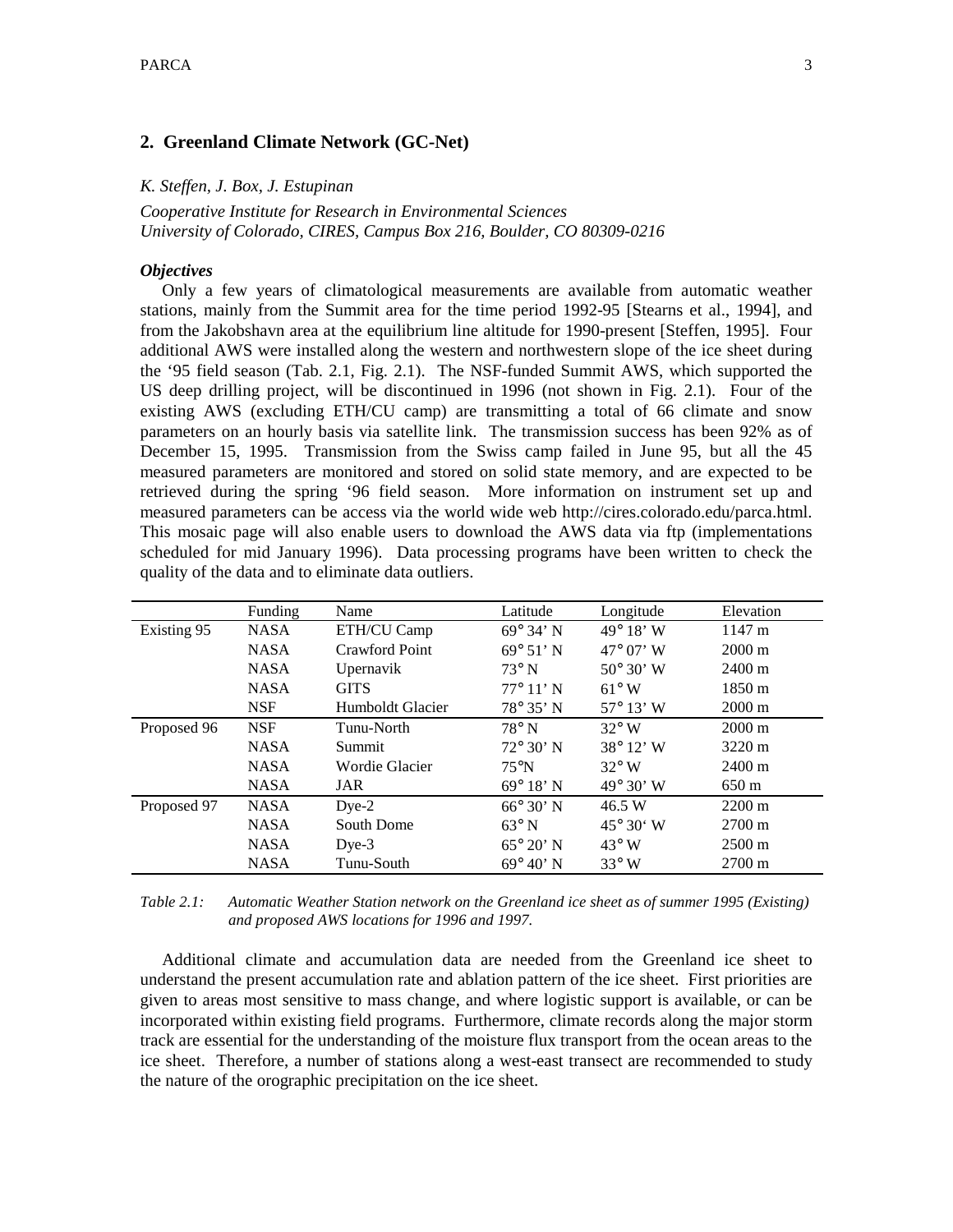## 2. Greenland Climate Network (GC-Net)

*K. Steffen, J. Box, J. Estupinan*

*Cooperative Institute for Research in Environmental Sciences*
*University of Colorado, CIRES, Campus Box 216, Boulder, CO 80309-0216*

***Objectives***

Only a few years of climatological measurements are available from automatic weather stations, mainly from the Summit area for the time period 1992-95 [Stearns et al., 1994], and from the Jakobshavn area at the equilibrium line altitude for 1990-present [Steffen, 1995]. Four additional AWS were installed along the western and northwestern slope of the ice sheet during the '95 field season (Tab. 2.1, Fig. 2.1). The NSF-funded Summit AWS, which supported the US deep drilling project, will be discontinued in 1996 (not shown in Fig. 2.1). Four of the existing AWS (excluding ETH/CU camp) are transmitting a total of 66 climate and snow parameters on an hourly basis via satellite link. The transmission success has been 92% as of December 15, 1995. Transmission from the Swiss camp failed in June 95, but all the 45 measured parameters are monitored and stored on solid state memory, and are expected to be retrieved during the spring '96 field season. More information on instrument set up and measured parameters can be access via the world wide web http://cires.colorado.edu/parca.html. This mosaic page will also enable users to download the AWS data via ftp (implementations scheduled for mid January 1996). Data processing programs have been written to check the quality of the data and to eliminate data outliers.

| | Funding | Name | Latitude | Longitude | Elevation |
|---|---|---|---|---|---|
| Existing 95 | NASA | ETH/CU Camp | 69° 34' N | 49° 18' W | 1147 m |
| | NASA | Crawford Point | 69° 51' N | 47° 07' W | 2000 m |
| | NASA | Upernavik | 73° N | 50° 30' W | 2400 m |
| | NASA | GITS | 77° 11' N | 61° W | 1850 m |
| | NSF | Humboldt Glacier | 78° 35' N | 57° 13' W | 2000 m |
| Proposed 96 | NSF | Tunu-North | 78° N | 32° W | 2000 m |
| | NASA | Summit | 72° 30' N | 38° 12' W | 3220 m |
| | NASA | Wordie Glacier | 75°N | 32° W | 2400 m |
| | NASA | JAR | 69° 18' N | 49° 30' W | 650 m |
| Proposed 97 | NASA | Dye-2 | 66° 30' N | 46.5 W | 2200 m |
| | NASA | South Dome | 63° N | 45° 30' W | 2700 m |
| | NASA | Dye-3 | 65° 20' N | 43° W | 2500 m |
| | NASA | Tunu-South | 69° 40' N | 33° W | 2700 m |

*Table 2.1: Automatic Weather Station network on the Greenland ice sheet as of summer 1995 (Existing) and proposed AWS locations for 1996 and 1997.*

Additional climate and accumulation data are needed from the Greenland ice sheet to understand the present accumulation rate and ablation pattern of the ice sheet. First priorities are given to areas most sensitive to mass change, and where logistic support is available, or can be incorporated within existing field programs. Furthermore, climate records along the major storm track are essential for the understanding of the moisture flux transport from the ocean areas to the ice sheet. Therefore, a number of stations along a west-east transect are recommended to study the nature of the orographic precipitation on the ice sheet.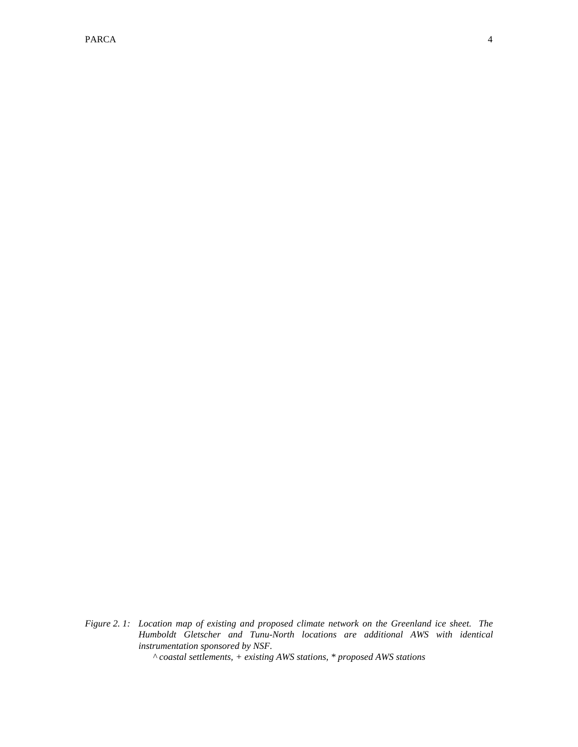*Figure 2. 1: Location map of existing and proposed climate network on the Greenland ice sheet. The Humboldt Gletscher and Tunu-North locations are additional AWS with identical instrumentation sponsored by NSF.*

*^ coastal settlements, + existing AWS stations, * proposed AWS stations*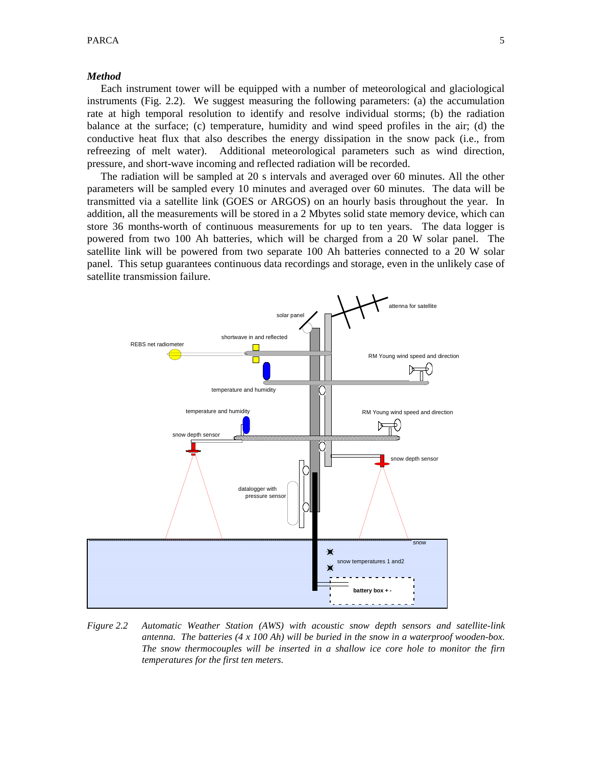### *Method*

Each instrument tower will be equipped with a number of meteorological and glaciological instruments (Fig. 2.2). We suggest measuring the following parameters: (a) the accumulation rate at high temporal resolution to identify and resolve individual storms; (b) the radiation balance at the surface; (c) temperature, humidity and wind speed profiles in the air; (d) the conductive heat flux that also describes the energy dissipation in the snow pack (i.e., from refreezing of melt water). Additional meteorological parameters such as wind direction, pressure, and short-wave incoming and reflected radiation will be recorded.

The radiation will be sampled at 20 s intervals and averaged over 60 minutes. All the other parameters will be sampled every 10 minutes and averaged over 60 minutes. The data will be transmitted via a satellite link (GOES or ARGOS) on an hourly basis throughout the year. In addition, all the measurements will be stored in a 2 Mbytes solid state memory device, which can store 36 months-worth of continuous measurements for up to ten years. The data logger is powered from two 100 Ah batteries, which will be charged from a 20 W solar panel. The satellite link will be powered from two separate 100 Ah batteries connected to a 20 W solar panel. This setup guarantees continuous data recordings and storage, even in the unlikely case of satellite transmission failure.

*Figure 2.2 Automatic Weather Station (AWS) with acoustic snow depth sensors and satellite-link antenna. The batteries (4 x 100 Ah) will be buried in the snow in a waterproof wooden-box. The snow thermocouples will be inserted in a shallow ice core hole to monitor the firn temperatures for the first ten meters.*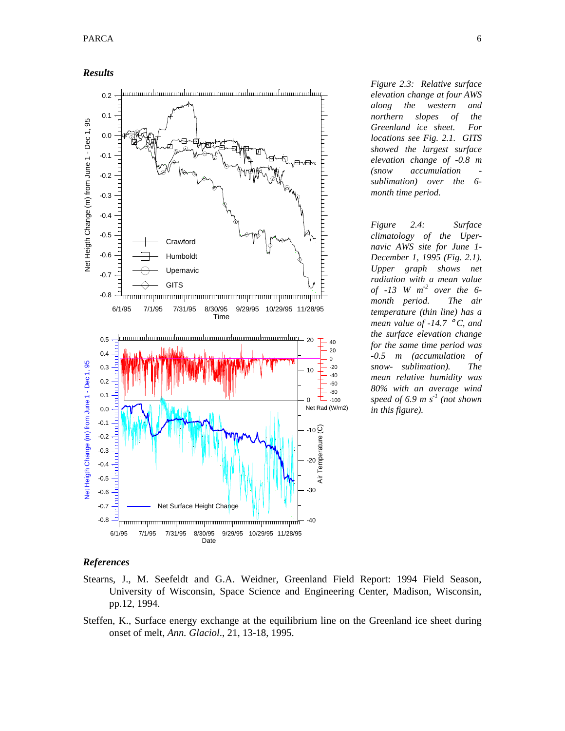***Results***

*Figure 2.3: Relative surface elevation change at four AWS along the western and northern slopes of the Greenland ice sheet. For locations see Fig. 2.1. GITS showed the largest surface elevation change of -0.8 m (snow accumulation - sublimation) over the 6-month time period.*

*Figure 2.4: Surface climatology of the Upernavic AWS site for June 1-December 1, 1995 (Fig. 2.1). Upper graph shows net radiation with a mean value of -13 W $m^{-2}$ over the 6-month period. The air temperature (thin line) has a mean value of -14.7 °C, and the surface elevation change for the same time period was -0.5 m (accumulation of snow- sublimation). The mean relative humidity was 80% with an average wind speed of 6.9 m $s^{-1}$ (not shown in this figure).*

***References***

Stearns, J., M. Seefeldt and G.A. Weidner, Greenland Field Report: 1994 Field Season, University of Wisconsin, Space Science and Engineering Center, Madison, Wisconsin, pp.12, 1994.

Steffen, K., Surface energy exchange at the equilibrium line on the Greenland ice sheet during onset of melt, *Ann. Glaciol.*, 21, 13-18, 1995.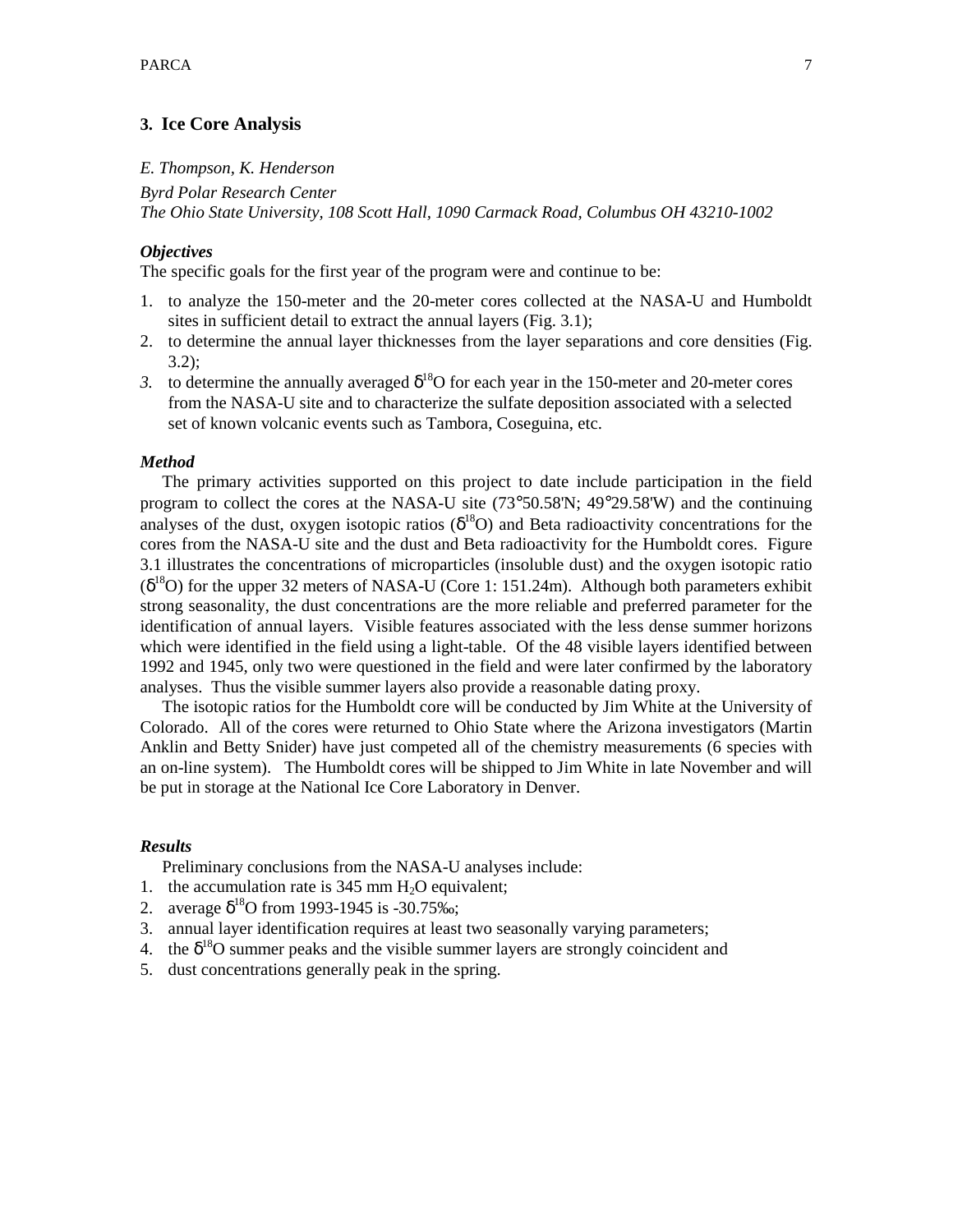## 3. Ice Core Analysis

*E. Thompson, K. Henderson*

*Byrd Polar Research Center*
*The Ohio State University, 108 Scott Hall, 1090 Carmack Road, Columbus OH 43210-1002*

### *Objectives*

The specific goals for the first year of the program were and continue to be:

1. to analyze the 150-meter and the 20-meter cores collected at the NASA-U and Humboldt sites in sufficient detail to extract the annual layers (Fig. 3.1);
2. to determine the annual layer thicknesses from the layer separations and core densities (Fig. 3.2);
3. to determine the annually averaged $\delta^{18}O$ for each year in the 150-meter and 20-meter cores from the NASA-U site and to characterize the sulfate deposition associated with a selected set of known volcanic events such as Tambora, Coseguina, etc.

### *Method*

The primary activities supported on this project to date include participation in the field program to collect the cores at the NASA-U site (73°50.58'N; 49°29.58'W) and the continuing analyses of the dust, oxygen isotopic ratios ($\delta^{18}O$) and Beta radioactivity concentrations for the cores from the NASA-U site and the dust and Beta radioactivity for the Humboldt cores. Figure 3.1 illustrates the concentrations of microparticles (insoluble dust) and the oxygen isotopic ratio ($\delta^{18}O$) for the upper 32 meters of NASA-U (Core 1: 151.24m). Although both parameters exhibit strong seasonality, the dust concentrations are the more reliable and preferred parameter for the identification of annual layers. Visible features associated with the less dense summer horizons which were identified in the field using a light-table. Of the 48 visible layers identified between 1992 and 1945, only two were questioned in the field and were later confirmed by the laboratory analyses. Thus the visible summer layers also provide a reasonable dating proxy.

The isotopic ratios for the Humboldt core will be conducted by Jim White at the University of Colorado. All of the cores were returned to Ohio State where the Arizona investigators (Martin Anklin and Betty Snider) have just competed all of the chemistry measurements (6 species with an on-line system). The Humboldt cores will be shipped to Jim White in late November and will be put in storage at the National Ice Core Laboratory in Denver.

### *Results*

Preliminary conclusions from the NASA-U analyses include:

1. the accumulation rate is 345 mm $H_2O$ equivalent;
2. average $\delta^{18}O$ from 1993-1945 is -30.75‰;
3. annual layer identification requires at least two seasonally varying parameters;
4. the $\delta^{18}O$ summer peaks and the visible summer layers are strongly coincident and
5. dust concentrations generally peak in the spring.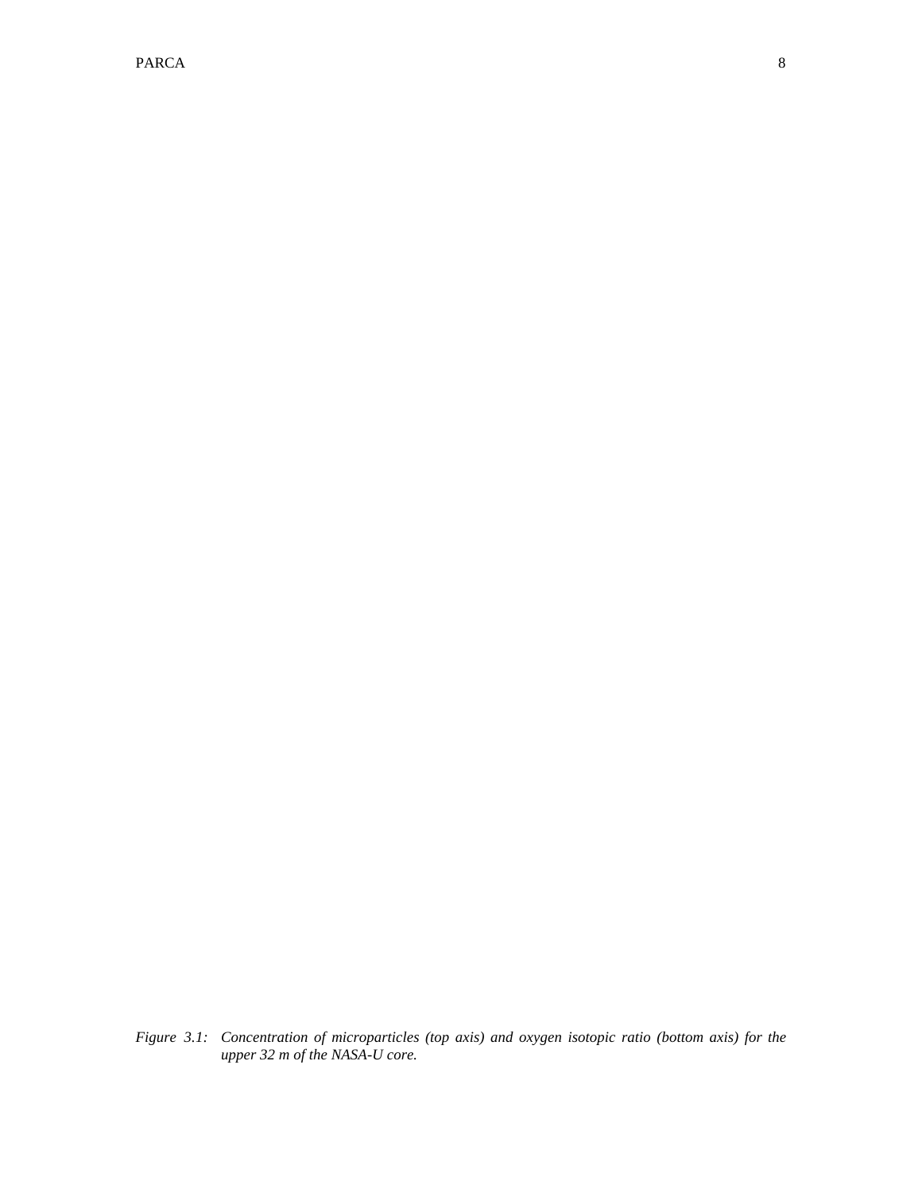*Figure 3.1: Concentration of microparticles (top axis) and oxygen isotopic ratio (bottom axis) for the upper 32 m of the NASA-U core.*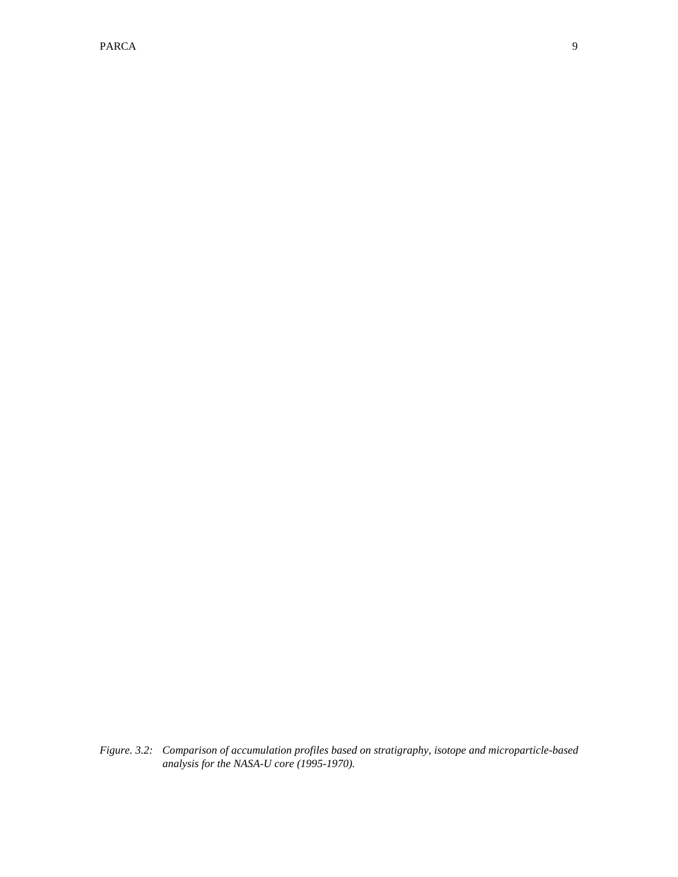*Figure. 3.2: Comparison of accumulation profiles based on stratigraphy, isotope and microparticle-based analysis for the NASA-U core (1995-1970).*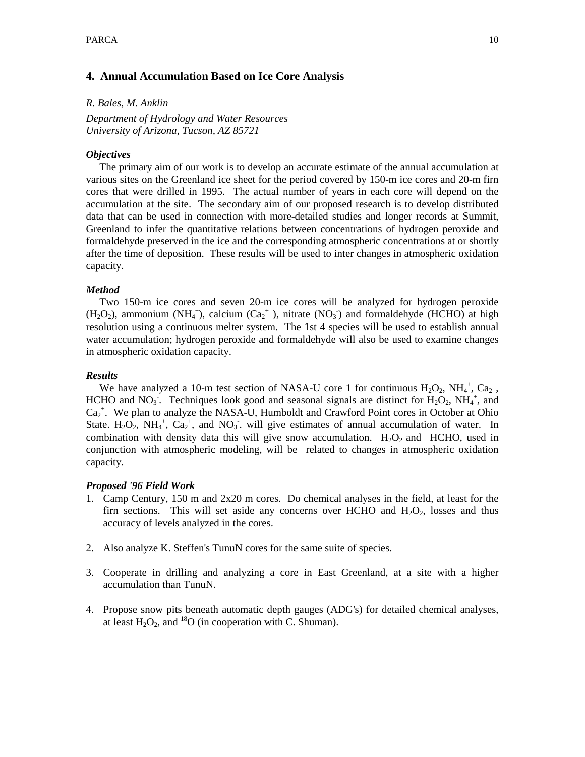## 4. Annual Accumulation Based on Ice Core Analysis

*R. Bales, M. Anklin*

*Department of Hydrology and Water Resources*
*University of Arizona, Tucson, AZ 85721*

### *Objectives*

The primary aim of our work is to develop an accurate estimate of the annual accumulation at various sites on the Greenland ice sheet for the period covered by 150-m ice cores and 20-m firn cores that were drilled in 1995. The actual number of years in each core will depend on the accumulation at the site. The secondary aim of our proposed research is to develop distributed data that can be used in connection with more-detailed studies and longer records at Summit, Greenland to infer the quantitative relations between concentrations of hydrogen peroxide and formaldehyde preserved in the ice and the corresponding atmospheric concentrations at or shortly after the time of deposition. These results will be used to inter changes in atmospheric oxidation capacity.

### *Method*

Two 150-m ice cores and seven 20-m ice cores will be analyzed for hydrogen peroxide ($H_2O_2$), ammonium ($NH_4^+$), calcium ($Ca_2^+$ ), nitrate ($NO_3^-$) and formaldehyde (HCHO) at high resolution using a continuous melter system. The 1st 4 species will be used to establish annual water accumulation; hydrogen peroxide and formaldehyde will also be used to examine changes in atmospheric oxidation capacity.

### *Results*

We have analyzed a 10-m test section of NASA-U core 1 for continuous $H_2O_2$, $NH_4^+$, $Ca_2^+$, HCHO and $NO_3^-$. Techniques look good and seasonal signals are distinct for $H_2O_2$, $NH_4^+$, and $Ca_2^+$. We plan to analyze the NASA-U, Humboldt and Crawford Point cores in October at Ohio State. $H_2O_2$, $NH_4^+$, $Ca_2^+$, and $NO_3^-$. will give estimates of annual accumulation of water. In combination with density data this will give snow accumulation. $H_2O_2$ and HCHO, used in conjunction with atmospheric modeling, will be related to changes in atmospheric oxidation capacity.

### *Proposed '96 Field Work*

1. Camp Century, 150 m and 2x20 m cores. Do chemical analyses in the field, at least for the firn sections. This will set aside any concerns over HCHO and $H_2O_2$, losses and thus accuracy of levels analyzed in the cores.

2. Also analyze K. Steffen's TunuN cores for the same suite of species.

3. Cooperate in drilling and analyzing a core in East Greenland, at a site with a higher accumulation than TunuN.

4. Propose snow pits beneath automatic depth gauges (ADG's) for detailed chemical analyses, at least $H_2O_2$, and $^{18}O$ (in cooperation with C. Shuman).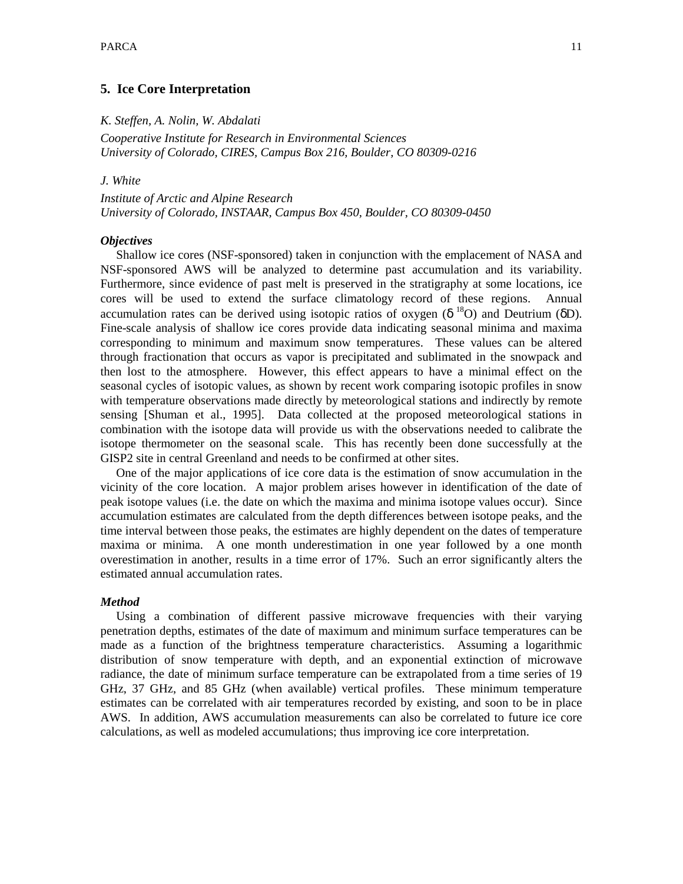## 5. Ice Core Interpretation

*K. Steffen, A. Nolin, W. Abdalati*

*Cooperative Institute for Research in Environmental Sciences*
*University of Colorado, CIRES, Campus Box 216, Boulder, CO 80309-0216*

*J. White*

*Institute of Arctic and Alpine Research*
*University of Colorado, INSTAAR, Campus Box 450, Boulder, CO 80309-0450*

***Objectives***

Shallow ice cores (NSF-sponsored) taken in conjunction with the emplacement of NASA and NSF-sponsored AWS will be analyzed to determine past accumulation and its variability. Furthermore, since evidence of past melt is preserved in the stratigraphy at some locations, ice cores will be used to extend the surface climatology record of these regions. Annual accumulation rates can be derived using isotopic ratios of oxygen ($\delta^{18}O$) and Deutrium ($\delta D$). Fine-scale analysis of shallow ice cores provide data indicating seasonal minima and maxima corresponding to minimum and maximum snow temperatures. These values can be altered through fractionation that occurs as vapor is precipitated and sublimated in the snowpack and then lost to the atmosphere. However, this effect appears to have a minimal effect on the seasonal cycles of isotopic values, as shown by recent work comparing isotopic profiles in snow with temperature observations made directly by meteorological stations and indirectly by remote sensing [Shuman et al., 1995]. Data collected at the proposed meteorological stations in combination with the isotope data will provide us with the observations needed to calibrate the isotope thermometer on the seasonal scale. This has recently been done successfully at the GISP2 site in central Greenland and needs to be confirmed at other sites.

One of the major applications of ice core data is the estimation of snow accumulation in the vicinity of the core location. A major problem arises however in identification of the date of peak isotope values (i.e. the date on which the maxima and minima isotope values occur). Since accumulation estimates are calculated from the depth differences between isotope peaks, and the time interval between those peaks, the estimates are highly dependent on the dates of temperature maxima or minima. A one month underestimation in one year followed by a one month overestimation in another, results in a time error of 17%. Such an error significantly alters the estimated annual accumulation rates.

***Method***

Using a combination of different passive microwave frequencies with their varying penetration depths, estimates of the date of maximum and minimum surface temperatures can be made as a function of the brightness temperature characteristics. Assuming a logarithmic distribution of snow temperature with depth, and an exponential extinction of microwave radiance, the date of minimum surface temperature can be extrapolated from a time series of 19 GHz, 37 GHz, and 85 GHz (when available) vertical profiles. These minimum temperature estimates can be correlated with air temperatures recorded by existing, and soon to be in place AWS. In addition, AWS accumulation measurements can also be correlated to future ice core calculations, as well as modeled accumulations; thus improving ice core interpretation.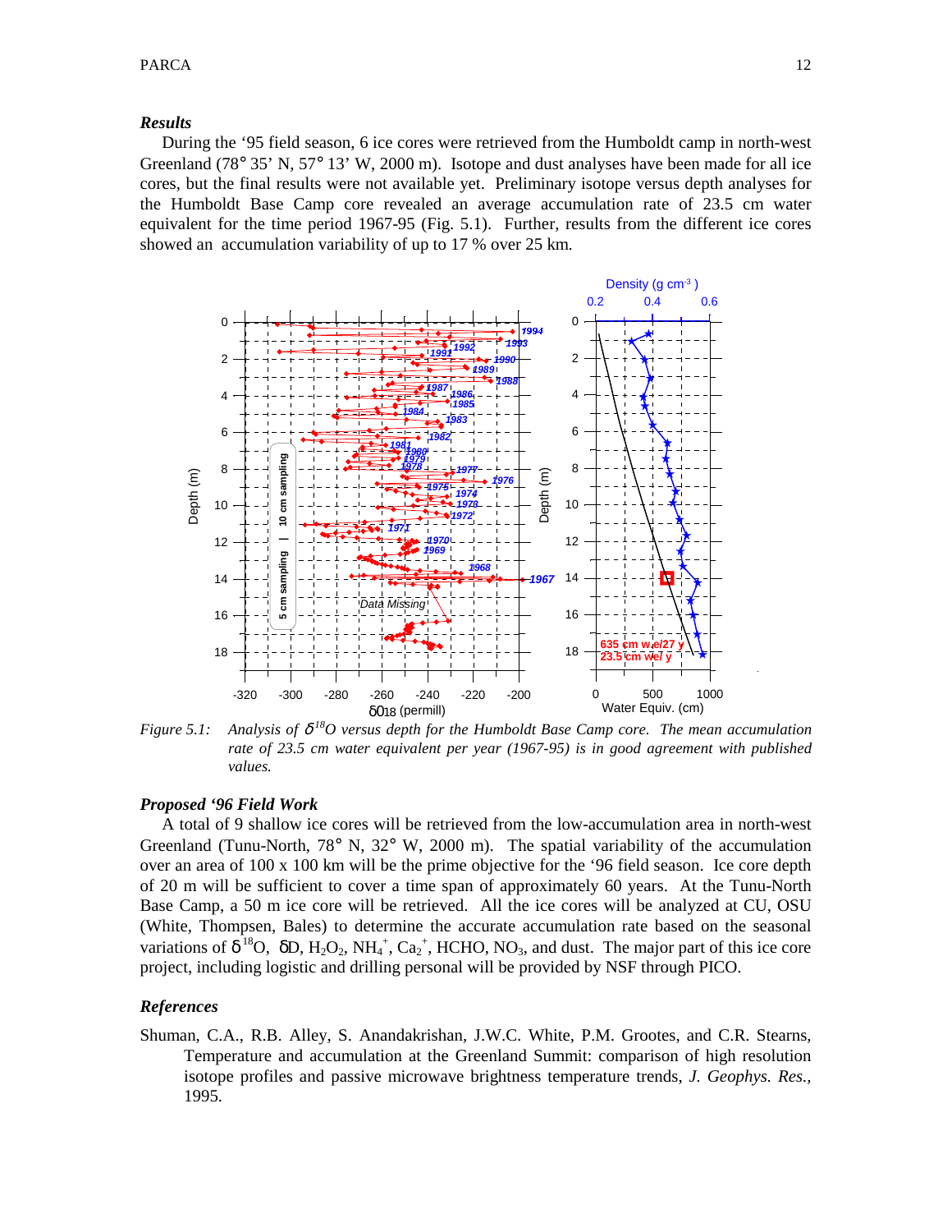### *Results*

During the '95 field season, 6 ice cores were retrieved from the Humboldt camp in north-west Greenland (78° 35' N, 57° 13' W, 2000 m). Isotope and dust analyses have been made for all ice cores, but the final results were not available yet. Preliminary isotope versus depth analyses for the Humboldt Base Camp core revealed an average accumulation rate of 23.5 cm water equivalent for the time period 1967-95 (Fig. 5.1). Further, results from the different ice cores showed an accumulation variability of up to 17 % over 25 km.

*Figure 5.1: Analysis of $\delta^{18}O$ versus depth for the Humboldt Base Camp core. The mean accumulation rate of 23.5 cm water equivalent per year (1967-95) is in good agreement with published values.*

### *Proposed '96 Field Work*

A total of 9 shallow ice cores will be retrieved from the low-accumulation area in north-west Greenland (Tunu-North, 78° N, 32° W, 2000 m). The spatial variability of the accumulation over an area of 100 x 100 km will be the prime objective for the '96 field season. Ice core depth of 20 m will be sufficient to cover a time span of approximately 60 years. At the Tunu-North Base Camp, a 50 m ice core will be retrieved. All the ice cores will be analyzed at CU, OSU (White, Thompsen, Bales) to determine the accurate accumulation rate based on the seasonal variations of $\delta^{18}O$, $\delta D$, $H_2O_2$, $NH_4^+$, $Ca_2^+$, HCHO, $NO_3$, and dust. The major part of this ice core project, including logistic and drilling personal will be provided by NSF through PICO.

### *References*

Shuman, C.A., R.B. Alley, S. Anandakrishan, J.W.C. White, P.M. Grootes, and C.R. Stearns, Temperature and accumulation at the Greenland Summit: comparison of high resolution isotope profiles and passive microwave brightness temperature trends, *J. Geophys. Res.*, 1995.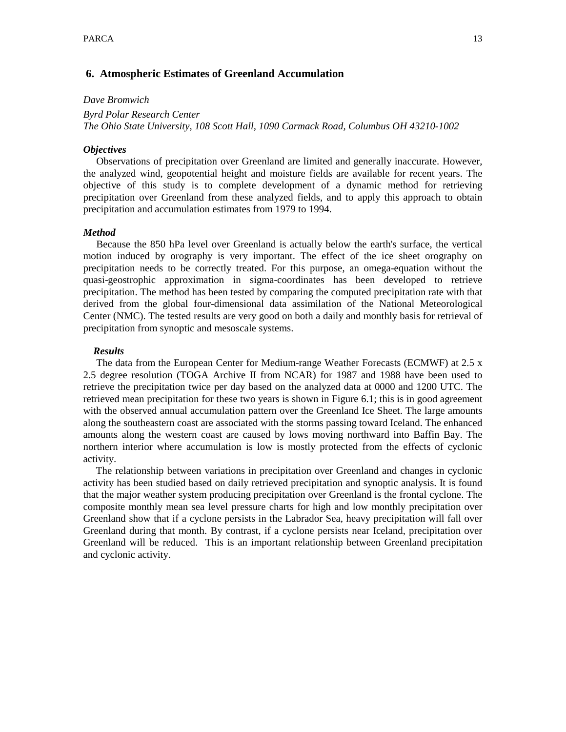## 6. Atmospheric Estimates of Greenland Accumulation

*Dave Bromwich*

*Byrd Polar Research Center*
*The Ohio State University, 108 Scott Hall, 1090 Carmack Road, Columbus OH 43210-1002*

### *Objectives*

Observations of precipitation over Greenland are limited and generally inaccurate. However, the analyzed wind, geopotential height and moisture fields are available for recent years. The objective of this study is to complete development of a dynamic method for retrieving precipitation over Greenland from these analyzed fields, and to apply this approach to obtain precipitation and accumulation estimates from 1979 to 1994.

### *Method*

Because the 850 hPa level over Greenland is actually below the earth's surface, the vertical motion induced by orography is very important. The effect of the ice sheet orography on precipitation needs to be correctly treated. For this purpose, an omega-equation without the quasi-geostrophic approximation in sigma-coordinates has been developed to retrieve precipitation. The method has been tested by comparing the computed precipitation rate with that derived from the global four-dimensional data assimilation of the National Meteorological Center (NMC). The tested results are very good on both a daily and monthly basis for retrieval of precipitation from synoptic and mesoscale systems.

### *Results*

The data from the European Center for Medium-range Weather Forecasts (ECMWF) at 2.5 x 2.5 degree resolution (TOGA Archive II from NCAR) for 1987 and 1988 have been used to retrieve the precipitation twice per day based on the analyzed data at 0000 and 1200 UTC. The retrieved mean precipitation for these two years is shown in Figure 6.1; this is in good agreement with the observed annual accumulation pattern over the Greenland Ice Sheet. The large amounts along the southeastern coast are associated with the storms passing toward Iceland. The enhanced amounts along the western coast are caused by lows moving northward into Baffin Bay. The northern interior where accumulation is low is mostly protected from the effects of cyclonic activity.

The relationship between variations in precipitation over Greenland and changes in cyclonic activity has been studied based on daily retrieved precipitation and synoptic analysis. It is found that the major weather system producing precipitation over Greenland is the frontal cyclone. The composite monthly mean sea level pressure charts for high and low monthly precipitation over Greenland show that if a cyclone persists in the Labrador Sea, heavy precipitation will fall over Greenland during that month. By contrast, if a cyclone persists near Iceland, precipitation over Greenland will be reduced. This is an important relationship between Greenland precipitation and cyclonic activity.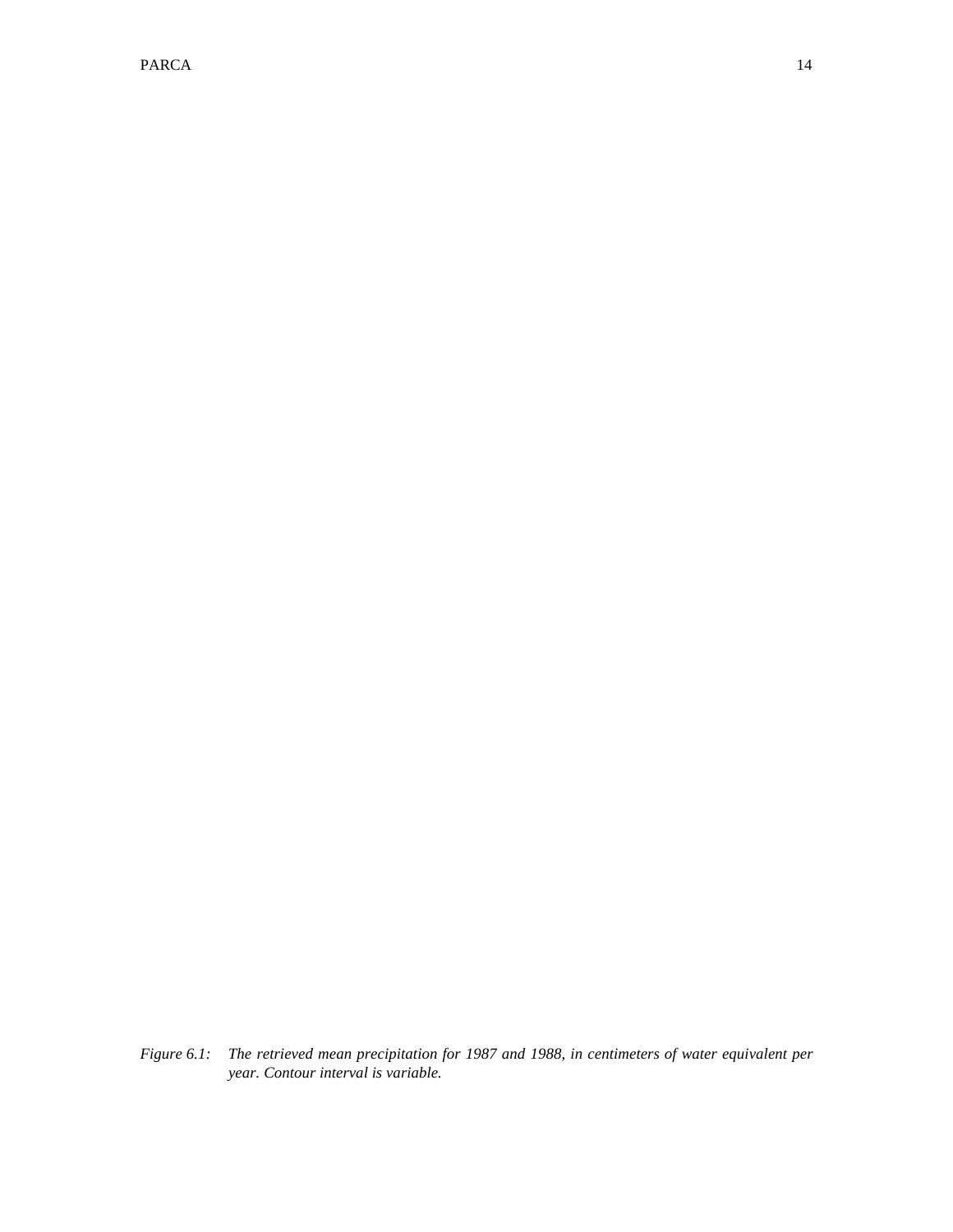*Figure 6.1: The retrieved mean precipitation for 1987 and 1988, in centimeters of water equivalent per year. Contour interval is variable.*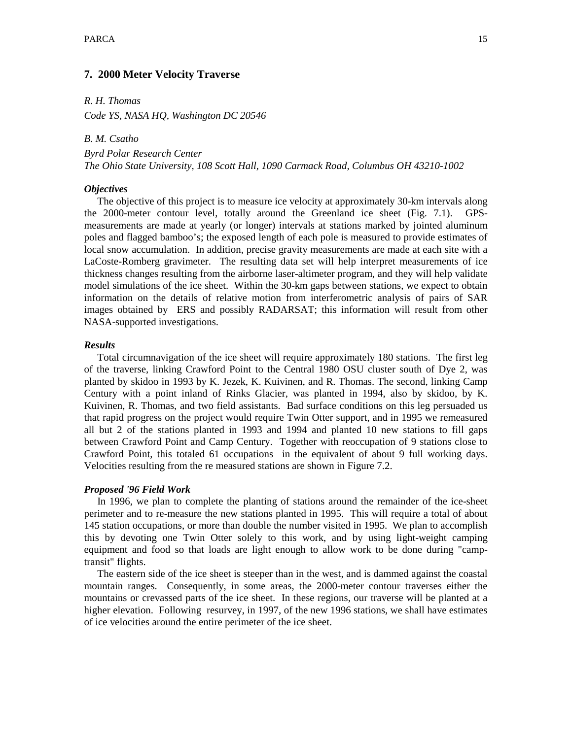## 7. 2000 Meter Velocity Traverse

*R. H. Thomas*

*Code YS, NASA HQ, Washington DC 20546*

*B. M. Csatho*

*Byrd Polar Research Center*

*The Ohio State University, 108 Scott Hall, 1090 Carmack Road, Columbus OH 43210-1002*

### *Objectives*

The objective of this project is to measure ice velocity at approximately 30-km intervals along the 2000-meter contour level, totally around the Greenland ice sheet (Fig. 7.1). GPS-measurements are made at yearly (or longer) intervals at stations marked by jointed aluminum poles and flagged bamboo's; the exposed length of each pole is measured to provide estimates of local snow accumulation. In addition, precise gravity measurements are made at each site with a LaCoste-Romberg gravimeter. The resulting data set will help interpret measurements of ice thickness changes resulting from the airborne laser-altimeter program, and they will help validate model simulations of the ice sheet. Within the 30-km gaps between stations, we expect to obtain information on the details of relative motion from interferometric analysis of pairs of SAR images obtained by ERS and possibly RADARSAT; this information will result from other NASA-supported investigations.

### *Results*

Total circumnavigation of the ice sheet will require approximately 180 stations. The first leg of the traverse, linking Crawford Point to the Central 1980 OSU cluster south of Dye 2, was planted by skidoo in 1993 by K. Jezek, K. Kuivinen, and R. Thomas. The second, linking Camp Century with a point inland of Rinks Glacier, was planted in 1994, also by skidoo, by K. Kuivinen, R. Thomas, and two field assistants. Bad surface conditions on this leg persuaded us that rapid progress on the project would require Twin Otter support, and in 1995 we remeasured all but 2 of the stations planted in 1993 and 1994 and planted 10 new stations to fill gaps between Crawford Point and Camp Century. Together with reoccupation of 9 stations close to Crawford Point, this totaled 61 occupations in the equivalent of about 9 full working days. Velocities resulting from the re measured stations are shown in Figure 7.2.

### *Proposed '96 Field Work*

In 1996, we plan to complete the planting of stations around the remainder of the ice-sheet perimeter and to re-measure the new stations planted in 1995. This will require a total of about 145 station occupations, or more than double the number visited in 1995. We plan to accomplish this by devoting one Twin Otter solely to this work, and by using light-weight camping equipment and food so that loads are light enough to allow work to be done during "camp-transit" flights.

The eastern side of the ice sheet is steeper than in the west, and is dammed against the coastal mountain ranges. Consequently, in some areas, the 2000-meter contour traverses either the mountains or crevassed parts of the ice sheet. In these regions, our traverse will be planted at a higher elevation. Following resurvey, in 1997, of the new 1996 stations, we shall have estimates of ice velocities around the entire perimeter of the ice sheet.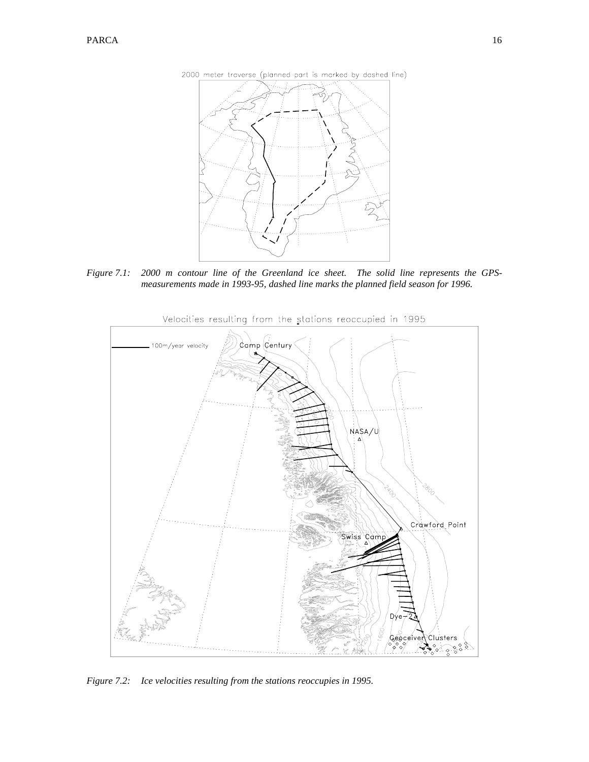*Figure 7.1: 2000 m contour line of the Greenland ice sheet. The solid line represents the GPS-measurements made in 1993-95, dashed line marks the planned field season for 1996.*

*Figure 7.2: Ice velocities resulting from the stations reoccupies in 1995.*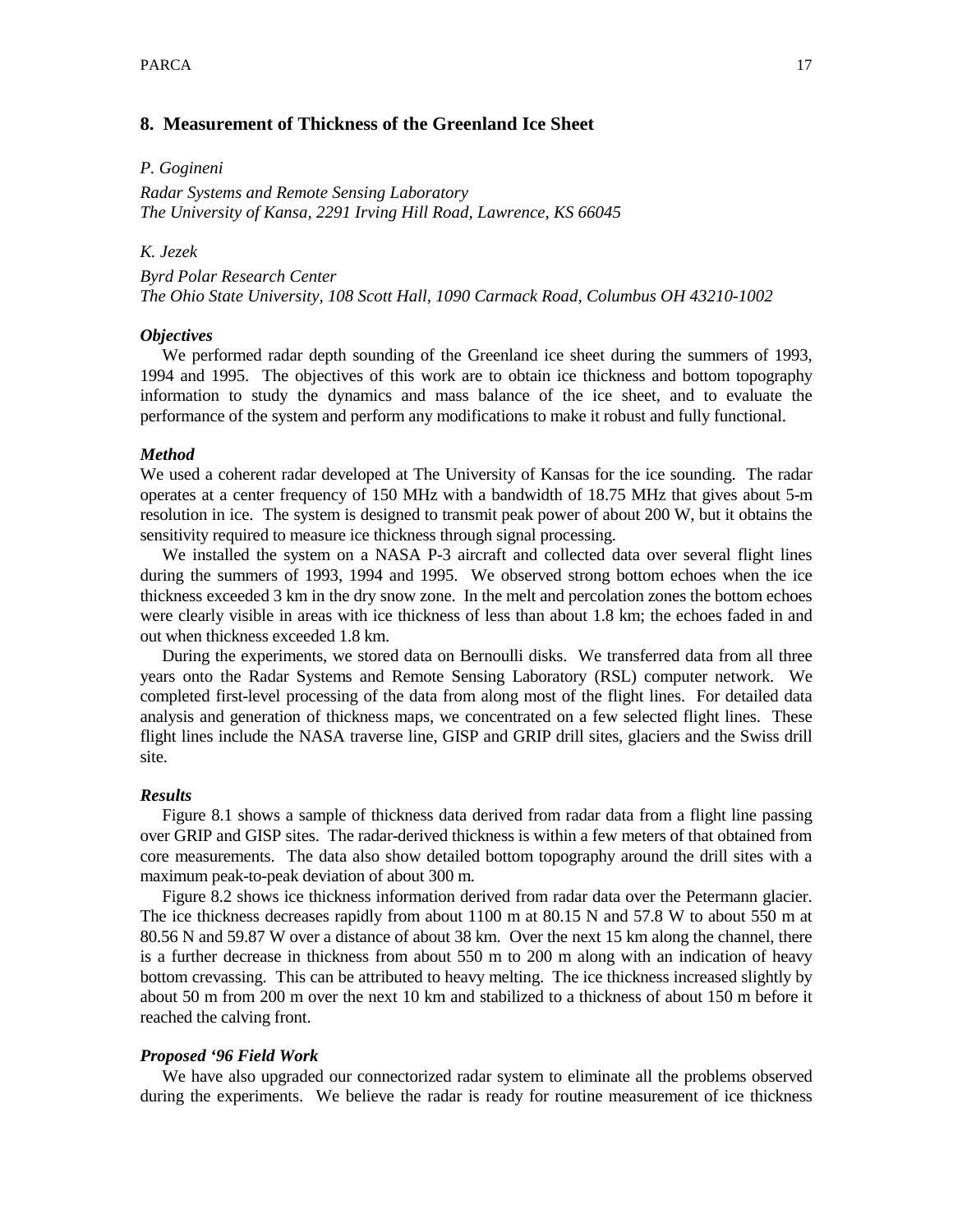## 8. Measurement of Thickness of the Greenland Ice Sheet

*P. Gogineni*

*Radar Systems and Remote Sensing Laboratory*
*The University of Kansa, 2291 Irving Hill Road, Lawrence, KS 66045*

*K. Jezek*

*Byrd Polar Research Center*
*The Ohio State University, 108 Scott Hall, 1090 Carmack Road, Columbus OH 43210-1002*

### *Objectives*

We performed radar depth sounding of the Greenland ice sheet during the summers of 1993, 1994 and 1995. The objectives of this work are to obtain ice thickness and bottom topography information to study the dynamics and mass balance of the ice sheet, and to evaluate the performance of the system and perform any modifications to make it robust and fully functional.

### *Method*

We used a coherent radar developed at The University of Kansas for the ice sounding. The radar operates at a center frequency of 150 MHz with a bandwidth of 18.75 MHz that gives about 5-m resolution in ice. The system is designed to transmit peak power of about 200 W, but it obtains the sensitivity required to measure ice thickness through signal processing.

We installed the system on a NASA P-3 aircraft and collected data over several flight lines during the summers of 1993, 1994 and 1995. We observed strong bottom echoes when the ice thickness exceeded 3 km in the dry snow zone. In the melt and percolation zones the bottom echoes were clearly visible in areas with ice thickness of less than about 1.8 km; the echoes faded in and out when thickness exceeded 1.8 km.

During the experiments, we stored data on Bernoulli disks. We transferred data from all three years onto the Radar Systems and Remote Sensing Laboratory (RSL) computer network. We completed first-level processing of the data from along most of the flight lines. For detailed data analysis and generation of thickness maps, we concentrated on a few selected flight lines. These flight lines include the NASA traverse line, GISP and GRIP drill sites, glaciers and the Swiss drill site.

### *Results*

Figure 8.1 shows a sample of thickness data derived from radar data from a flight line passing over GRIP and GISP sites. The radar-derived thickness is within a few meters of that obtained from core measurements. The data also show detailed bottom topography around the drill sites with a maximum peak-to-peak deviation of about 300 m.

Figure 8.2 shows ice thickness information derived from radar data over the Petermann glacier. The ice thickness decreases rapidly from about 1100 m at 80.15 N and 57.8 W to about 550 m at 80.56 N and 59.87 W over a distance of about 38 km. Over the next 15 km along the channel, there is a further decrease in thickness from about 550 m to 200 m along with an indication of heavy bottom crevassing. This can be attributed to heavy melting. The ice thickness increased slightly by about 50 m from 200 m over the next 10 km and stabilized to a thickness of about 150 m before it reached the calving front.

### *Proposed '96 Field Work*

We have also upgraded our connectorized radar system to eliminate all the problems observed during the experiments. We believe the radar is ready for routine measurement of ice thickness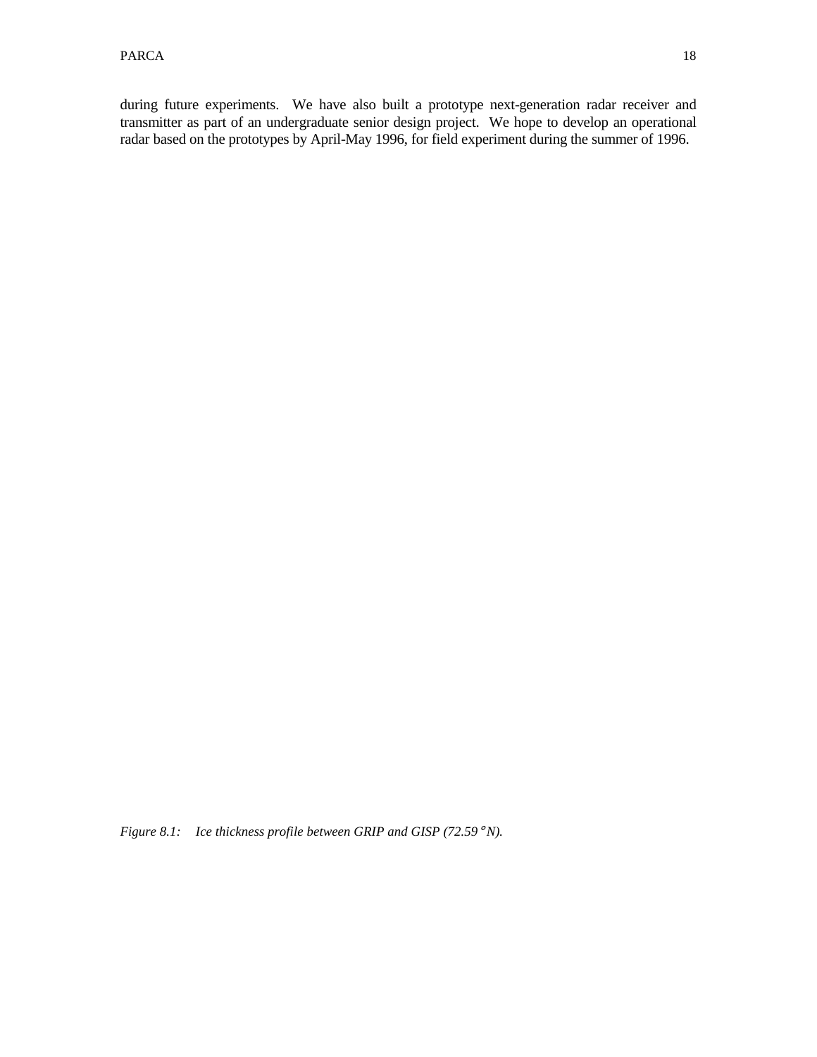during future experiments. We have also built a prototype next-generation radar receiver and transmitter as part of an undergraduate senior design project. We hope to develop an operational radar based on the prototypes by April-May 1996, for field experiment during the summer of 1996.

*Figure 8.1: Ice thickness profile between GRIP and GISP (72.59° N).*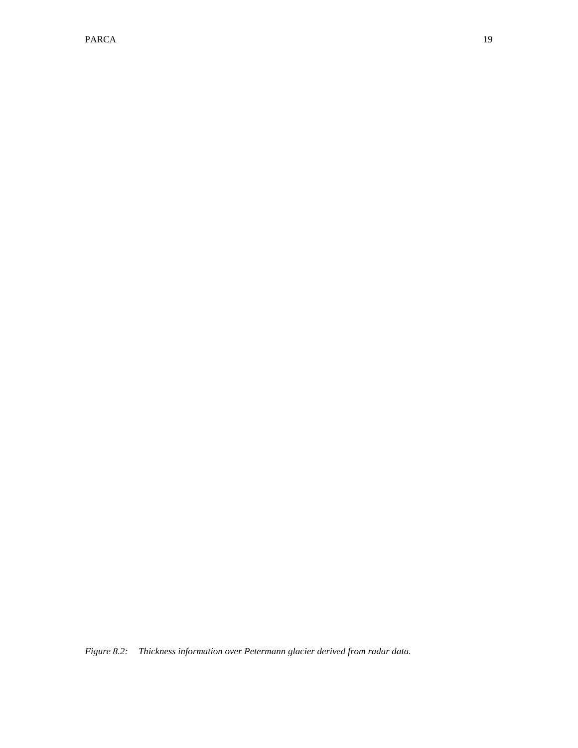*Figure 8.2: Thickness information over Petermann glacier derived from radar data.*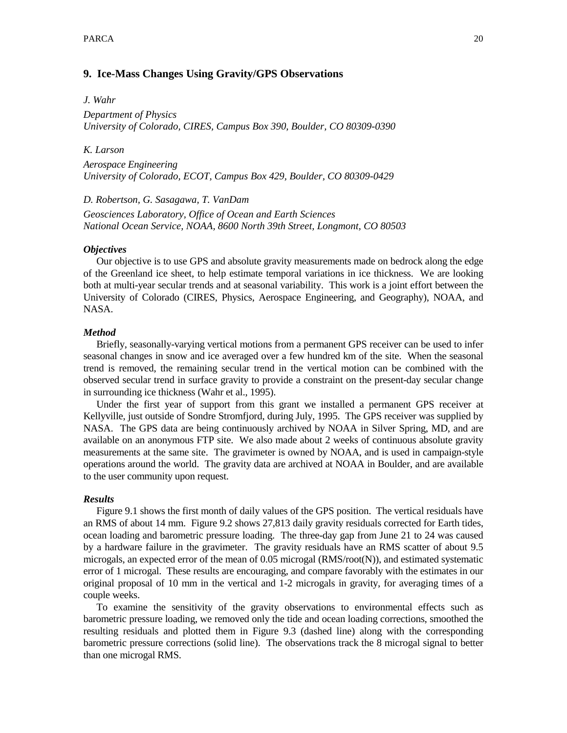## 9. Ice-Mass Changes Using Gravity/GPS Observations

*J. Wahr*

*Department of Physics*
*University of Colorado, CIRES, Campus Box 390, Boulder, CO 80309-0390*

*K. Larson*

*Aerospace Engineering*
*University of Colorado, ECOT, Campus Box 429, Boulder, CO 80309-0429*

*D. Robertson, G. Sasagawa, T. VanDam*

*Geosciences Laboratory, Office of Ocean and Earth Sciences*
*National Ocean Service, NOAA, 8600 North 39th Street, Longmont, CO 80503*

### *Objectives*

Our objective is to use GPS and absolute gravity measurements made on bedrock along the edge of the Greenland ice sheet, to help estimate temporal variations in ice thickness. We are looking both at multi-year secular trends and at seasonal variability. This work is a joint effort between the University of Colorado (CIRES, Physics, Aerospace Engineering, and Geography), NOAA, and NASA.

### *Method*

Briefly, seasonally-varying vertical motions from a permanent GPS receiver can be used to infer seasonal changes in snow and ice averaged over a few hundred km of the site. When the seasonal trend is removed, the remaining secular trend in the vertical motion can be combined with the observed secular trend in surface gravity to provide a constraint on the present-day secular change in surrounding ice thickness (Wahr et al., 1995).

Under the first year of support from this grant we installed a permanent GPS receiver at Kellyville, just outside of Sondre Stromfjord, during July, 1995. The GPS receiver was supplied by NASA. The GPS data are being continuously archived by NOAA in Silver Spring, MD, and are available on an anonymous FTP site. We also made about 2 weeks of continuous absolute gravity measurements at the same site. The gravimeter is owned by NOAA, and is used in campaign-style operations around the world. The gravity data are archived at NOAA in Boulder, and are available to the user community upon request.

### *Results*

Figure 9.1 shows the first month of daily values of the GPS position. The vertical residuals have an RMS of about 14 mm. Figure 9.2 shows 27,813 daily gravity residuals corrected for Earth tides, ocean loading and barometric pressure loading. The three-day gap from June 21 to 24 was caused by a hardware failure in the gravimeter. The gravity residuals have an RMS scatter of about 9.5 microgals, an expected error of the mean of 0.05 microgal (RMS/root(N)), and estimated systematic error of 1 microgal. These results are encouraging, and compare favorably with the estimates in our original proposal of 10 mm in the vertical and 1-2 microgals in gravity, for averaging times of a couple weeks.

To examine the sensitivity of the gravity observations to environmental effects such as barometric pressure loading, we removed only the tide and ocean loading corrections, smoothed the resulting residuals and plotted them in Figure 9.3 (dashed line) along with the corresponding barometric pressure corrections (solid line). The observations track the 8 microgal signal to better than one microgal RMS.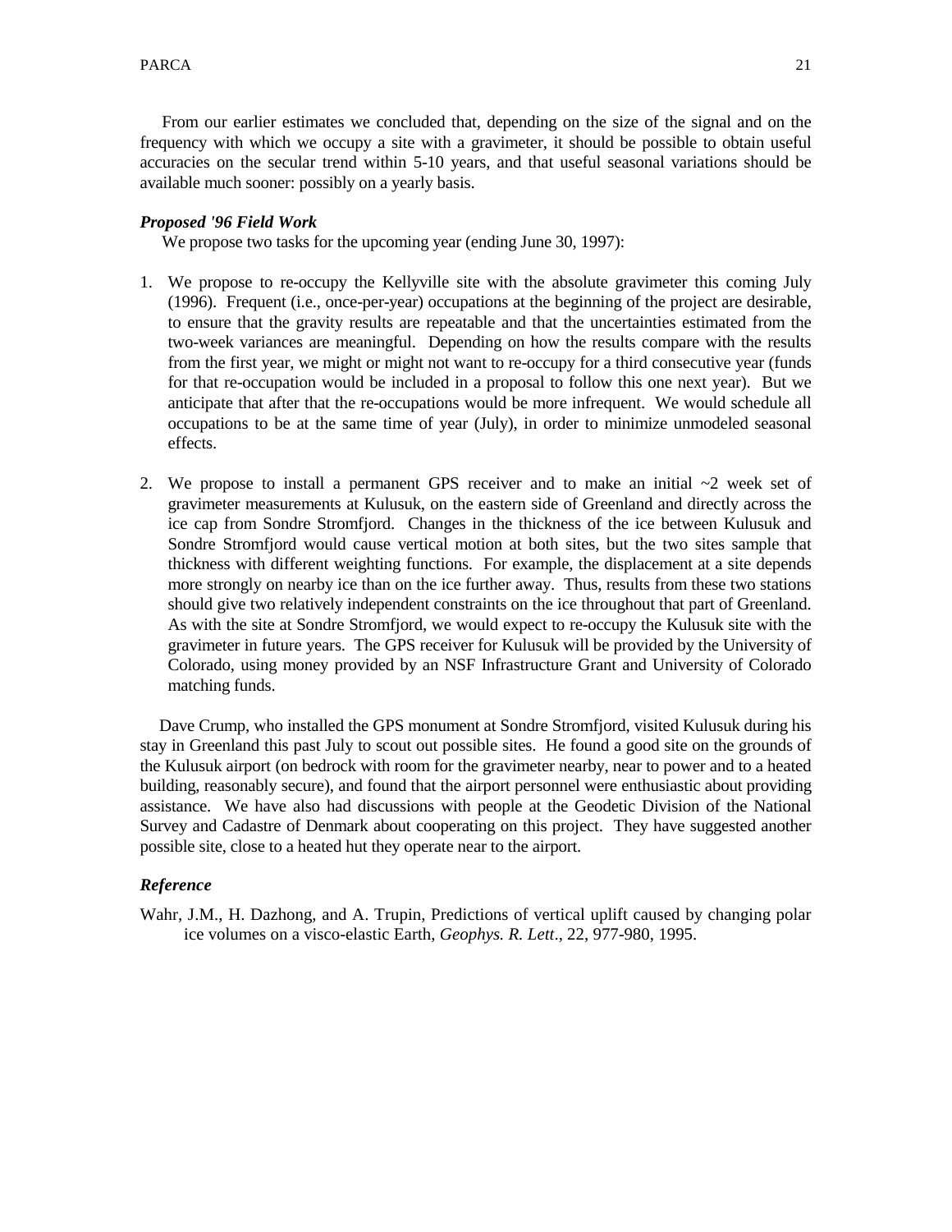From our earlier estimates we concluded that, depending on the size of the signal and on the frequency with which we occupy a site with a gravimeter, it should be possible to obtain useful accuracies on the secular trend within 5-10 years, and that useful seasonal variations should be available much sooner: possibly on a yearly basis.

### *Proposed '96 Field Work*

We propose two tasks for the upcoming year (ending June 30, 1997):

1. We propose to re-occupy the Kellyville site with the absolute gravimeter this coming July (1996). Frequent (i.e., once-per-year) occupations at the beginning of the project are desirable, to ensure that the gravity results are repeatable and that the uncertainties estimated from the two-week variances are meaningful. Depending on how the results compare with the results from the first year, we might or might not want to re-occupy for a third consecutive year (funds for that re-occupation would be included in a proposal to follow this one next year). But we anticipate that after that the re-occupations would be more infrequent. We would schedule all occupations to be at the same time of year (July), in order to minimize unmodeled seasonal effects.

2. We propose to install a permanent GPS receiver and to make an initial ~2 week set of gravimeter measurements at Kulusuk, on the eastern side of Greenland and directly across the ice cap from Sondre Stromfjord. Changes in the thickness of the ice between Kulusuk and Sondre Stromfjord would cause vertical motion at both sites, but the two sites sample that thickness with different weighting functions. For example, the displacement at a site depends more strongly on nearby ice than on the ice further away. Thus, results from these two stations should give two relatively independent constraints on the ice throughout that part of Greenland. As with the site at Sondre Stromfjord, we would expect to re-occupy the Kulusuk site with the gravimeter in future years. The GPS receiver for Kulusuk will be provided by the University of Colorado, using money provided by an NSF Infrastructure Grant and University of Colorado matching funds.

Dave Crump, who installed the GPS monument at Sondre Stromfjord, visited Kulusuk during his stay in Greenland this past July to scout out possible sites. He found a good site on the grounds of the Kulusuk airport (on bedrock with room for the gravimeter nearby, near to power and to a heated building, reasonably secure), and found that the airport personnel were enthusiastic about providing assistance. We have also had discussions with people at the Geodetic Division of the National Survey and Cadastre of Denmark about cooperating on this project. They have suggested another possible site, close to a heated hut they operate near to the airport.

### *Reference*

Wahr, J.M., H. Dazhong, and A. Trupin, Predictions of vertical uplift caused by changing polar ice volumes on a visco-elastic Earth, *Geophys. R. Lett*., 22, 977-980, 1995.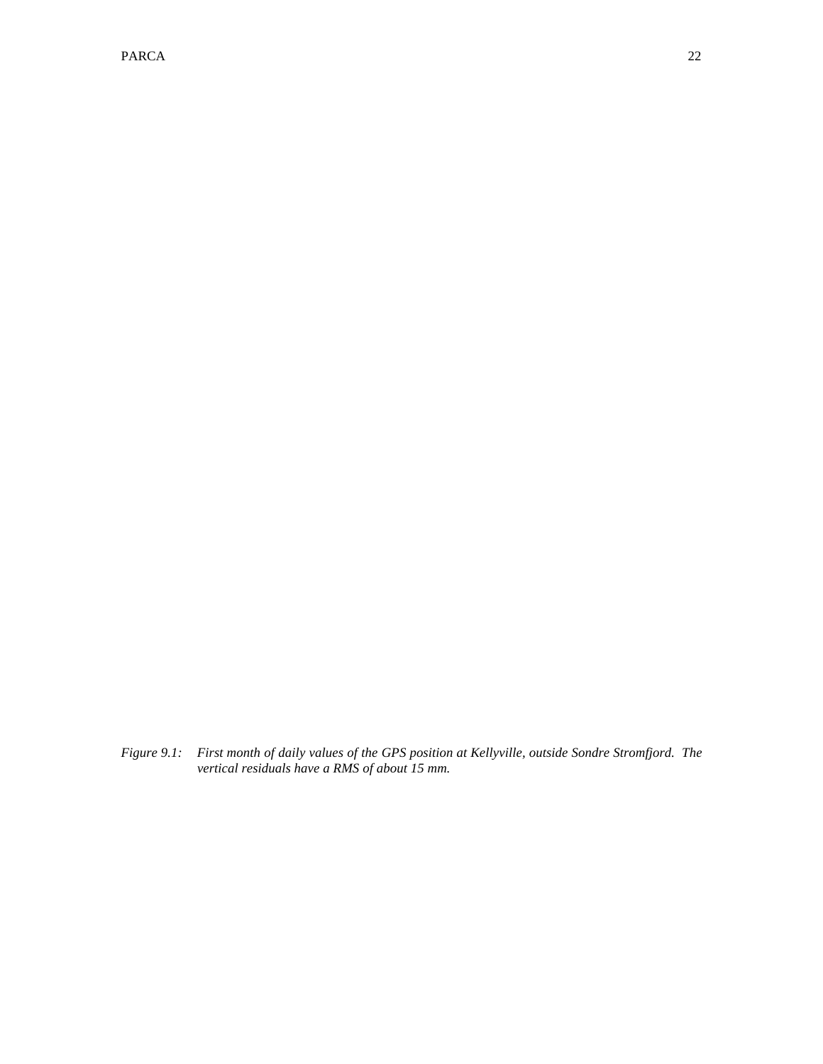*Figure 9.1: First month of daily values of the GPS position at Kellyville, outside Sondre Stromfjord. The vertical residuals have a RMS of about 15 mm.*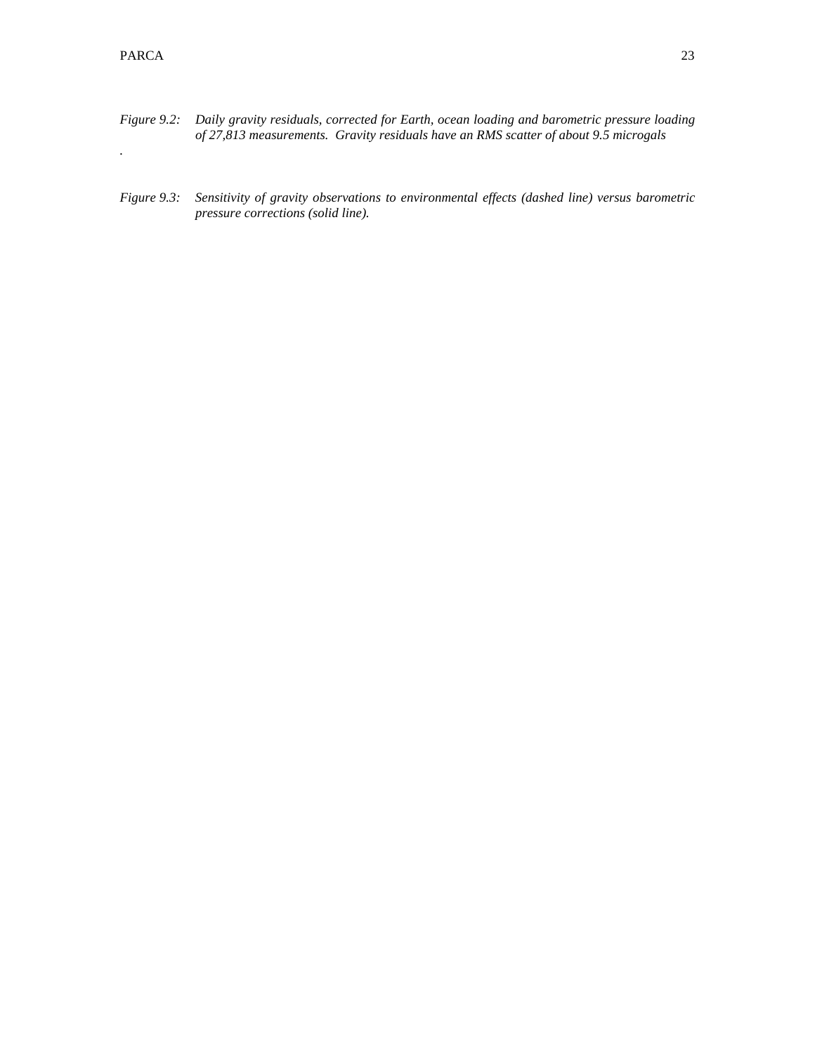*Figure 9.2: Daily gravity residuals, corrected for Earth, ocean loading and barometric pressure loading of 27,813 measurements. Gravity residuals have an RMS scatter of about 9.5 microgals*

.

*Figure 9.3: Sensitivity of gravity observations to environmental effects (dashed line) versus barometric pressure corrections (solid line).*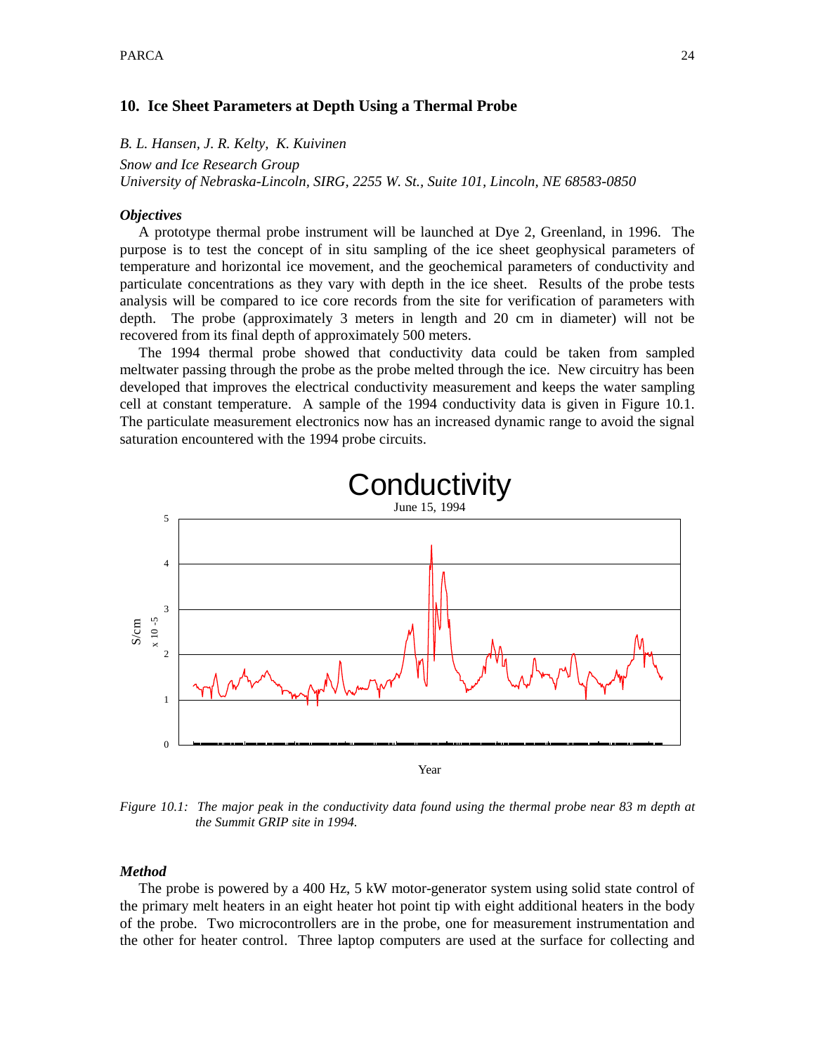## 10. Ice Sheet Parameters at Depth Using a Thermal Probe

*B. L. Hansen, J. R. Kelty, K. Kuivinen*

*Snow and Ice Research Group*
*University of Nebraska-Lincoln, SIRG, 2255 W. St., Suite 101, Lincoln, NE 68583-0850*

### *Objectives*

A prototype thermal probe instrument will be launched at Dye 2, Greenland, in 1996. The purpose is to test the concept of in situ sampling of the ice sheet geophysical parameters of temperature and horizontal ice movement, and the geochemical parameters of conductivity and particulate concentrations as they vary with depth in the ice sheet. Results of the probe tests analysis will be compared to ice core records from the site for verification of parameters with depth. The probe (approximately 3 meters in length and 20 cm in diameter) will not be recovered from its final depth of approximately 500 meters.

The 1994 thermal probe showed that conductivity data could be taken from sampled meltwater passing through the probe as the probe melted through the ice. New circuitry has been developed that improves the electrical conductivity measurement and keeps the water sampling cell at constant temperature. A sample of the 1994 conductivity data is given in Figure 10.1. The particulate measurement electronics now has an increased dynamic range to avoid the signal saturation encountered with the 1994 probe circuits.

*Figure 10.1: The major peak in the conductivity data found using the thermal probe near 83 m depth at the Summit GRIP site in 1994.*

### *Method*

The probe is powered by a 400 Hz, 5 kW motor-generator system using solid state control of the primary melt heaters in an eight heater hot point tip with eight additional heaters in the body of the probe. Two microcontrollers are in the probe, one for measurement instrumentation and the other for heater control. Three laptop computers are used at the surface for collecting and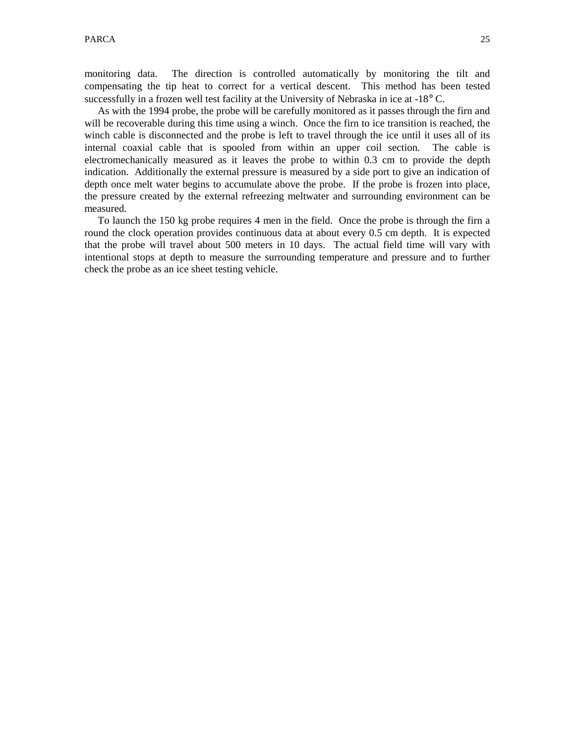monitoring data. The direction is controlled automatically by monitoring the tilt and compensating the tip heat to correct for a vertical descent. This method has been tested successfully in a frozen well test facility at the University of Nebraska in ice at -18° C.

As with the 1994 probe, the probe will be carefully monitored as it passes through the firn and will be recoverable during this time using a winch. Once the firn to ice transition is reached, the winch cable is disconnected and the probe is left to travel through the ice until it uses all of its internal coaxial cable that is spooled from within an upper coil section. The cable is electromechanically measured as it leaves the probe to within 0.3 cm to provide the depth indication. Additionally the external pressure is measured by a side port to give an indication of depth once melt water begins to accumulate above the probe. If the probe is frozen into place, the pressure created by the external refreezing meltwater and surrounding environment can be measured.

To launch the 150 kg probe requires 4 men in the field. Once the probe is through the firn a round the clock operation provides continuous data at about every 0.5 cm depth. It is expected that the probe will travel about 500 meters in 10 days. The actual field time will vary with intentional stops at depth to measure the surrounding temperature and pressure and to further check the probe as an ice sheet testing vehicle.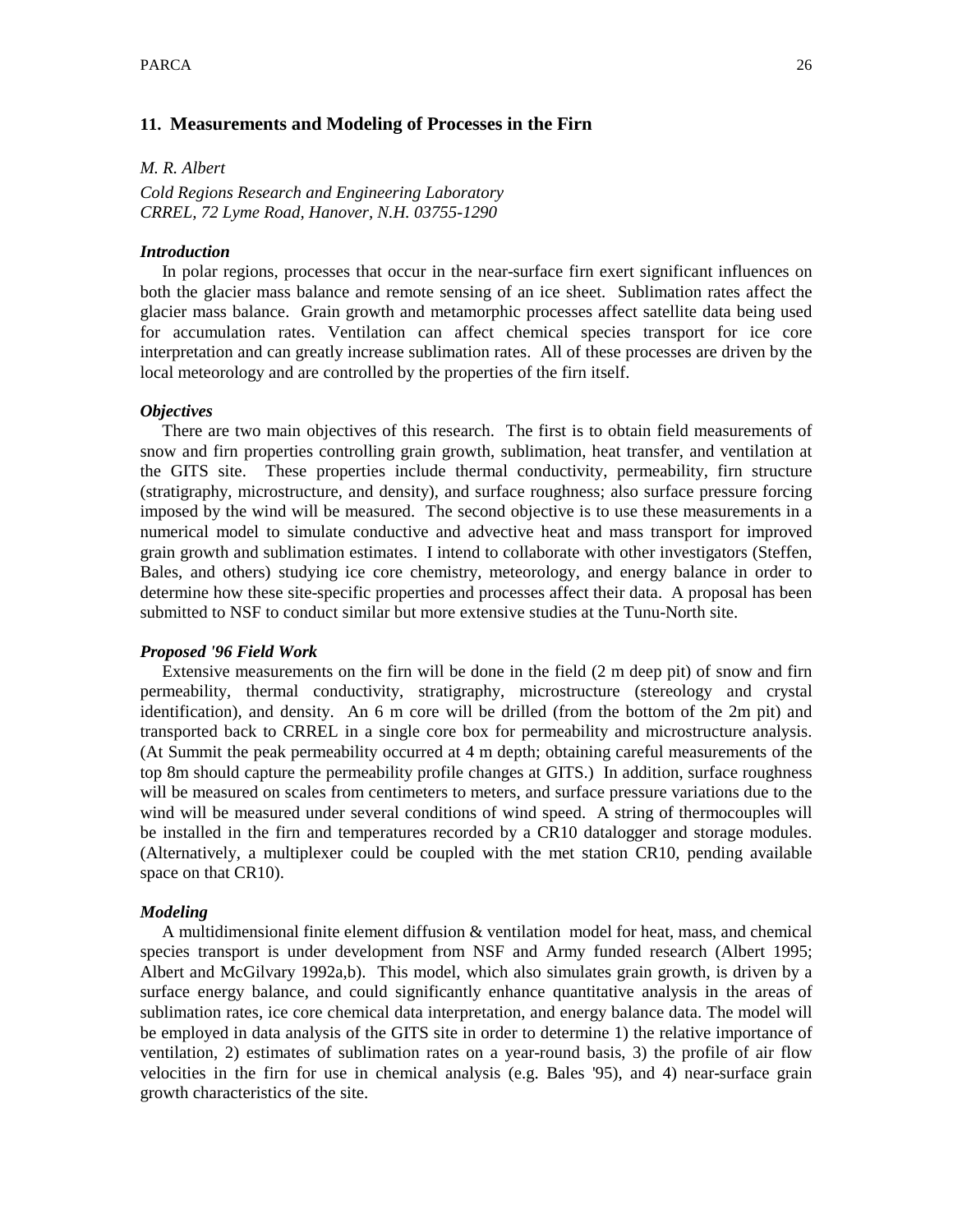## 11. Measurements and Modeling of Processes in the Firn

*M. R. Albert*

*Cold Regions Research and Engineering Laboratory*
*CRREL, 72 Lyme Road, Hanover, N.H. 03755-1290*

### *Introduction*

In polar regions, processes that occur in the near-surface firn exert significant influences on both the glacier mass balance and remote sensing of an ice sheet. Sublimation rates affect the glacier mass balance. Grain growth and metamorphic processes affect satellite data being used for accumulation rates. Ventilation can affect chemical species transport for ice core interpretation and can greatly increase sublimation rates. All of these processes are driven by the local meteorology and are controlled by the properties of the firn itself.

### *Objectives*

There are two main objectives of this research. The first is to obtain field measurements of snow and firn properties controlling grain growth, sublimation, heat transfer, and ventilation at the GITS site. These properties include thermal conductivity, permeability, firn structure (stratigraphy, microstructure, and density), and surface roughness; also surface pressure forcing imposed by the wind will be measured. The second objective is to use these measurements in a numerical model to simulate conductive and advective heat and mass transport for improved grain growth and sublimation estimates. I intend to collaborate with other investigators (Steffen, Bales, and others) studying ice core chemistry, meteorology, and energy balance in order to determine how these site-specific properties and processes affect their data. A proposal has been submitted to NSF to conduct similar but more extensive studies at the Tunu-North site.

### *Proposed '96 Field Work*

Extensive measurements on the firn will be done in the field (2 m deep pit) of snow and firn permeability, thermal conductivity, stratigraphy, microstructure (stereology and crystal identification), and density. An 6 m core will be drilled (from the bottom of the 2m pit) and transported back to CRREL in a single core box for permeability and microstructure analysis. (At Summit the peak permeability occurred at 4 m depth; obtaining careful measurements of the top 8m should capture the permeability profile changes at GITS.) In addition, surface roughness will be measured on scales from centimeters to meters, and surface pressure variations due to the wind will be measured under several conditions of wind speed. A string of thermocouples will be installed in the firn and temperatures recorded by a CR10 datalogger and storage modules. (Alternatively, a multiplexer could be coupled with the met station CR10, pending available space on that CR10).

### *Modeling*

A multidimensional finite element diffusion & ventilation model for heat, mass, and chemical species transport is under development from NSF and Army funded research (Albert 1995; Albert and McGilvary 1992a,b). This model, which also simulates grain growth, is driven by a surface energy balance, and could significantly enhance quantitative analysis in the areas of sublimation rates, ice core chemical data interpretation, and energy balance data. The model will be employed in data analysis of the GITS site in order to determine 1) the relative importance of ventilation, 2) estimates of sublimation rates on a year-round basis, 3) the profile of air flow velocities in the firn for use in chemical analysis (e.g. Bales '95), and 4) near-surface grain growth characteristics of the site.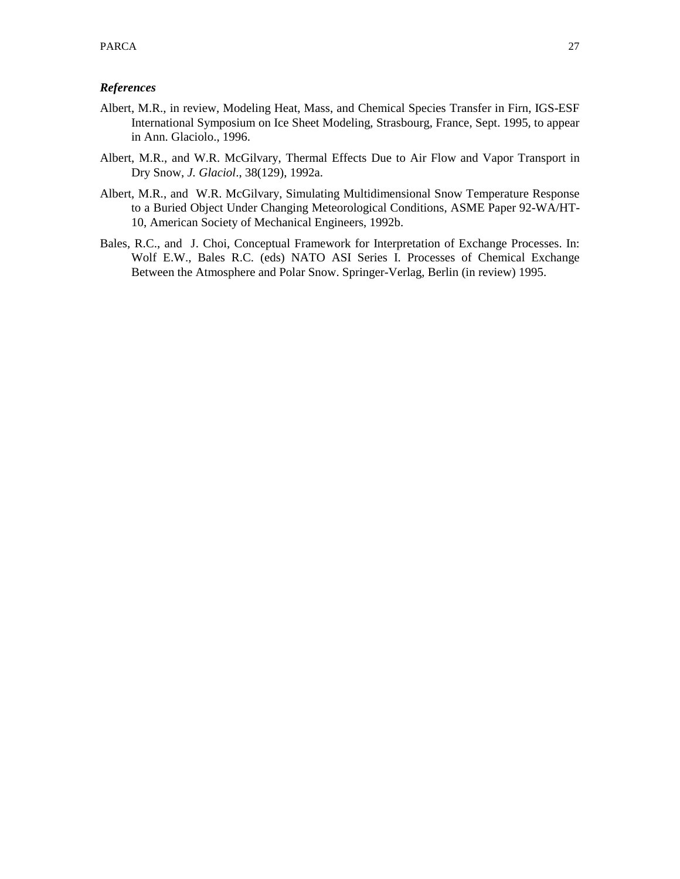### ***References***

Albert, M.R., in review, Modeling Heat, Mass, and Chemical Species Transfer in Firn, IGS-ESF International Symposium on Ice Sheet Modeling, Strasbourg, France, Sept. 1995, to appear in Ann. Glaciolo., 1996.

Albert, M.R., and W.R. McGilvary, Thermal Effects Due to Air Flow and Vapor Transport in Dry Snow, *J. Glaciol*., 38(129), 1992a.

Albert, M.R., and W.R. McGilvary, Simulating Multidimensional Snow Temperature Response to a Buried Object Under Changing Meteorological Conditions, ASME Paper 92-WA/HT-10, American Society of Mechanical Engineers, 1992b.

Bales, R.C., and J. Choi, Conceptual Framework for Interpretation of Exchange Processes. In: Wolf E.W., Bales R.C. (eds) NATO ASI Series I. Processes of Chemical Exchange Between the Atmosphere and Polar Snow. Springer-Verlag, Berlin (in review) 1995.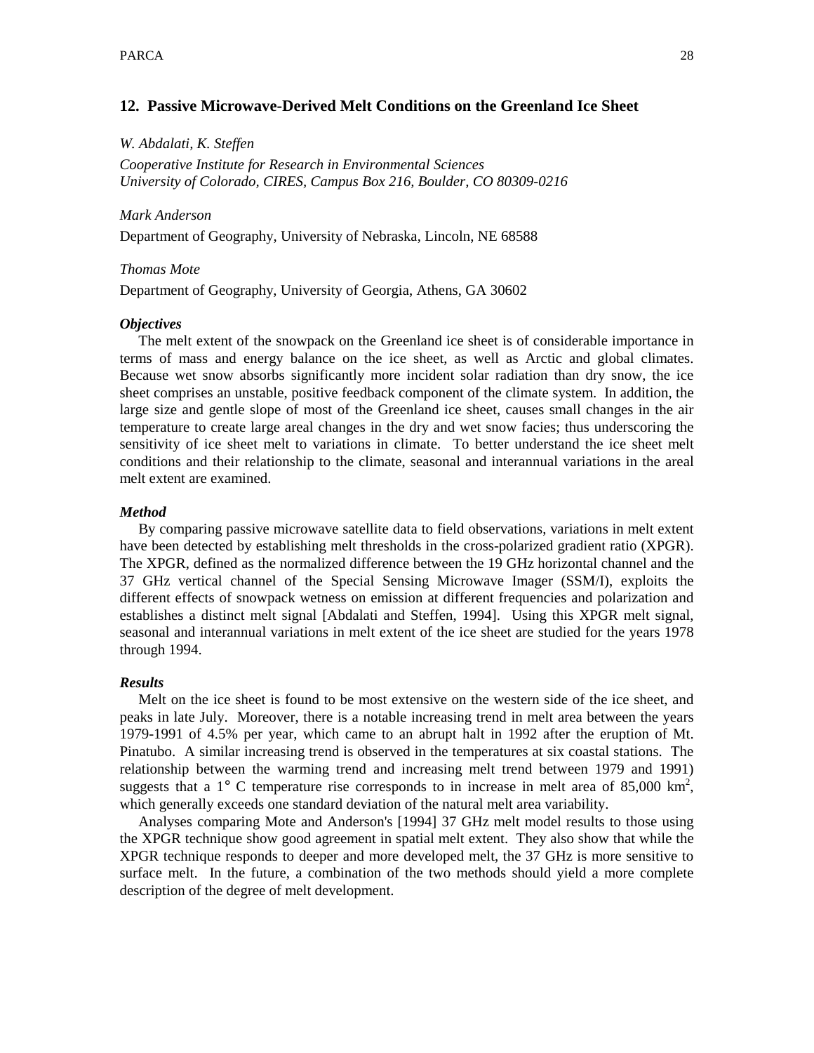## 12. Passive Microwave-Derived Melt Conditions on the Greenland Ice Sheet

*W. Abdalati, K. Steffen*

*Cooperative Institute for Research in Environmental Sciences*
*University of Colorado, CIRES, Campus Box 216, Boulder, CO 80309-0216*

*Mark Anderson*

Department of Geography, University of Nebraska, Lincoln, NE 68588

*Thomas Mote*

Department of Geography, University of Georgia, Athens, GA 30602

### *Objectives*

The melt extent of the snowpack on the Greenland ice sheet is of considerable importance in terms of mass and energy balance on the ice sheet, as well as Arctic and global climates. Because wet snow absorbs significantly more incident solar radiation than dry snow, the ice sheet comprises an unstable, positive feedback component of the climate system. In addition, the large size and gentle slope of most of the Greenland ice sheet, causes small changes in the air temperature to create large areal changes in the dry and wet snow facies; thus underscoring the sensitivity of ice sheet melt to variations in climate. To better understand the ice sheet melt conditions and their relationship to the climate, seasonal and interannual variations in the areal melt extent are examined.

### *Method*

By comparing passive microwave satellite data to field observations, variations in melt extent have been detected by establishing melt thresholds in the cross-polarized gradient ratio (XPGR). The XPGR, defined as the normalized difference between the 19 GHz horizontal channel and the 37 GHz vertical channel of the Special Sensing Microwave Imager (SSM/I), exploits the different effects of snowpack wetness on emission at different frequencies and polarization and establishes a distinct melt signal [Abdalati and Steffen, 1994]. Using this XPGR melt signal, seasonal and interannual variations in melt extent of the ice sheet are studied for the years 1978 through 1994.

### *Results*

Melt on the ice sheet is found to be most extensive on the western side of the ice sheet, and peaks in late July. Moreover, there is a notable increasing trend in melt area between the years 1979-1991 of 4.5% per year, which came to an abrupt halt in 1992 after the eruption of Mt. Pinatubo. A similar increasing trend is observed in the temperatures at six coastal stations. The relationship between the warming trend and increasing melt trend between 1979 and 1991) suggests that a 1° C temperature rise corresponds to in increase in melt area of 85,000 $km^2$, which generally exceeds one standard deviation of the natural melt area variability.

Analyses comparing Mote and Anderson's [1994] 37 GHz melt model results to those using the XPGR technique show good agreement in spatial melt extent. They also show that while the XPGR technique responds to deeper and more developed melt, the 37 GHz is more sensitive to surface melt. In the future, a combination of the two methods should yield a more complete description of the degree of melt development.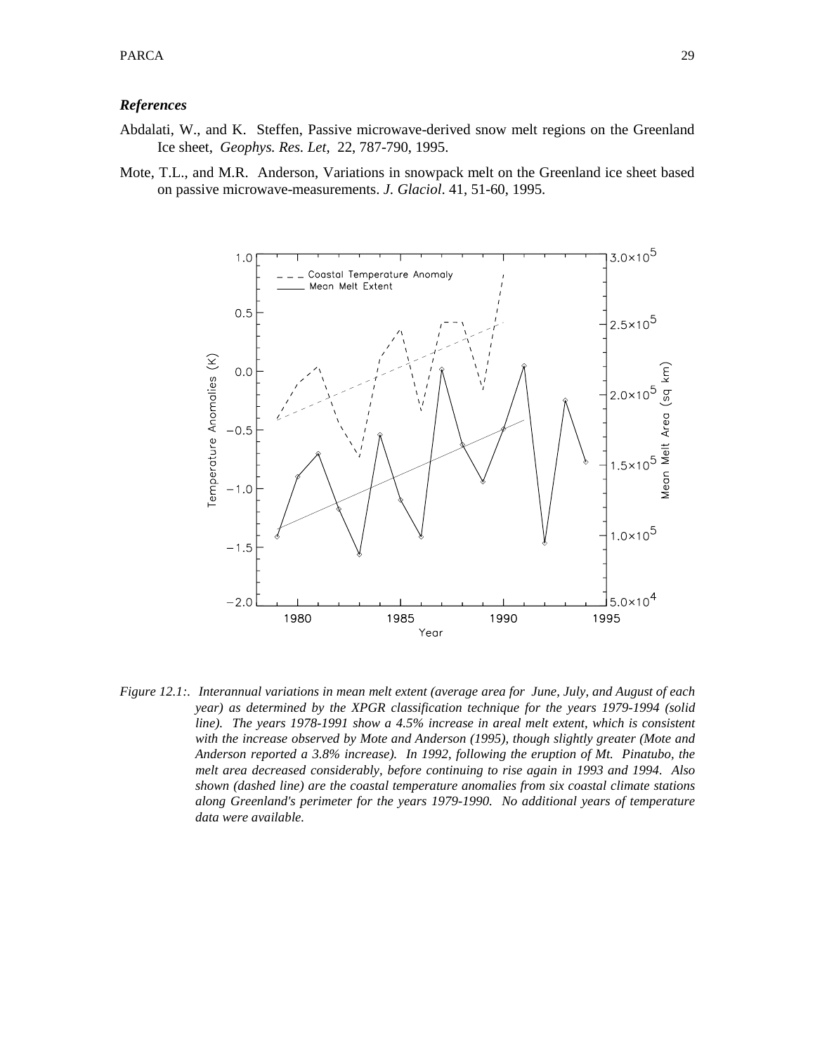***References***

Abdalati, W., and K. Steffen, Passive microwave-derived snow melt regions on the Greenland Ice sheet, *Geophys. Res. Let*, 22, 787-790, 1995.

Mote, T.L., and M.R. Anderson, Variations in snowpack melt on the Greenland ice sheet based on passive microwave-measurements. *J. Glaciol*. 41, 51-60, 1995.

– – – Coastal Temperature Anomaly
—— Mean Melt Extent

Temperature Anomalies (K)
1.0
0.5
0.0
−0.5
−1.0
−1.5
−2.0

Mean Melt Area (sq km)
$3.0\times10^5$
$2.5\times10^5$
$2.0\times10^5$
$1.5\times10^5$
$1.0\times10^5$
$5.0\times10^4$

1980
1985
1990
1995
Year

*Figure 12.1:. Interannual variations in mean melt extent (average area for June, July, and August of each year) as determined by the XPGR classification technique for the years 1979-1994 (solid line). The years 1978-1991 show a 4.5% increase in areal melt extent, which is consistent with the increase observed by Mote and Anderson (1995), though slightly greater (Mote and Anderson reported a 3.8% increase). In 1992, following the eruption of Mt. Pinatubo, the melt area decreased considerably, before continuing to rise again in 1993 and 1994. Also shown (dashed line) are the coastal temperature anomalies from six coastal climate stations along Greenland's perimeter for the years 1979-1990. No additional years of temperature data were available.*